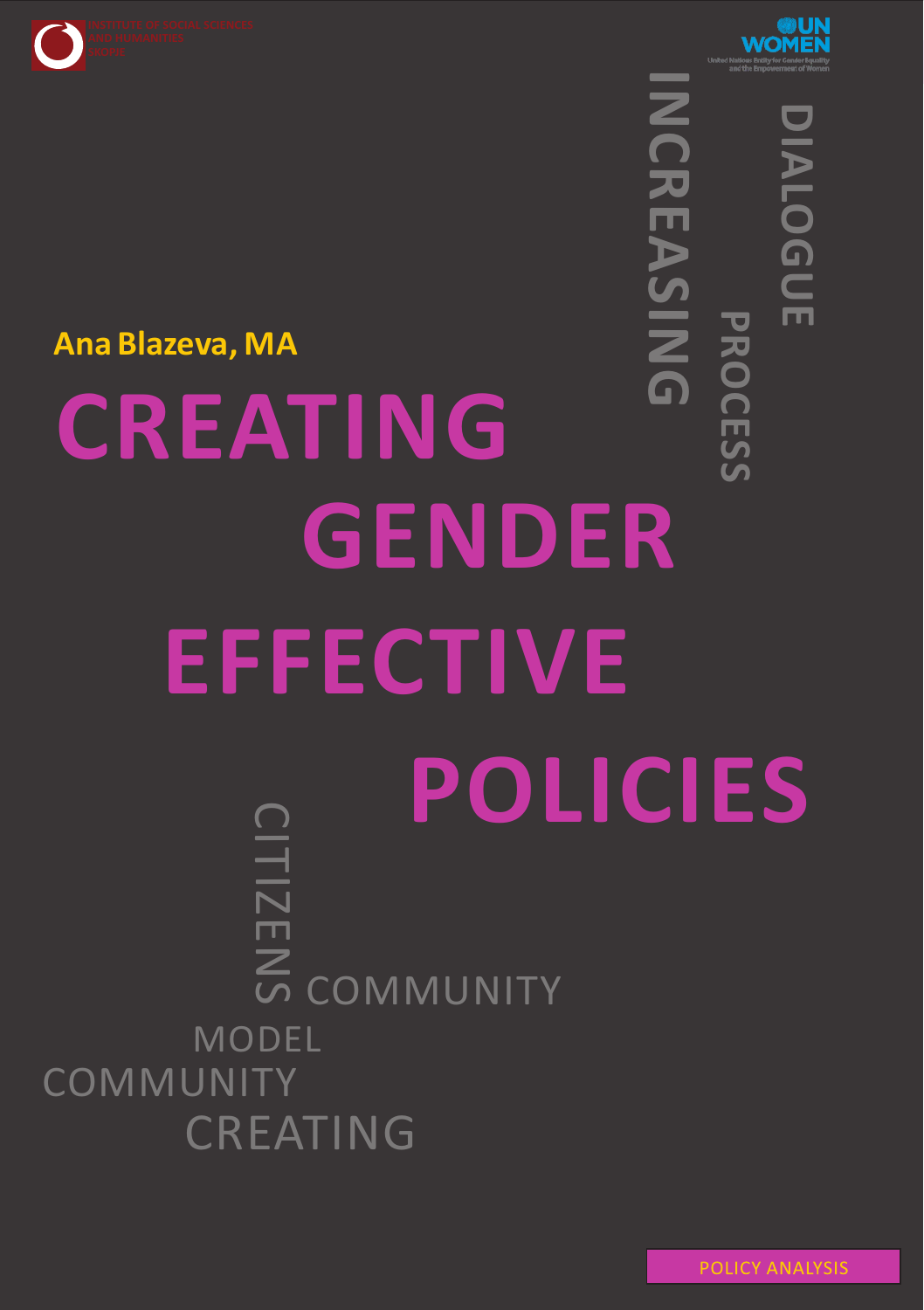INSTITUTE OF SOCIAL SCIENCES AND HUMANITIES SKOPJE

UN WOMEN
United Nations Entity for Gender Equality and the Empowerment of Women

INCREASING

DIALOGUE

PROCESS

Ana Blazeva, MA

# CREATING GENDER EFFECTIVE POLICIES

CITIZENS

COMMUNITY

MODEL

COMMUNITY

CREATING

POLICY ANALYSIS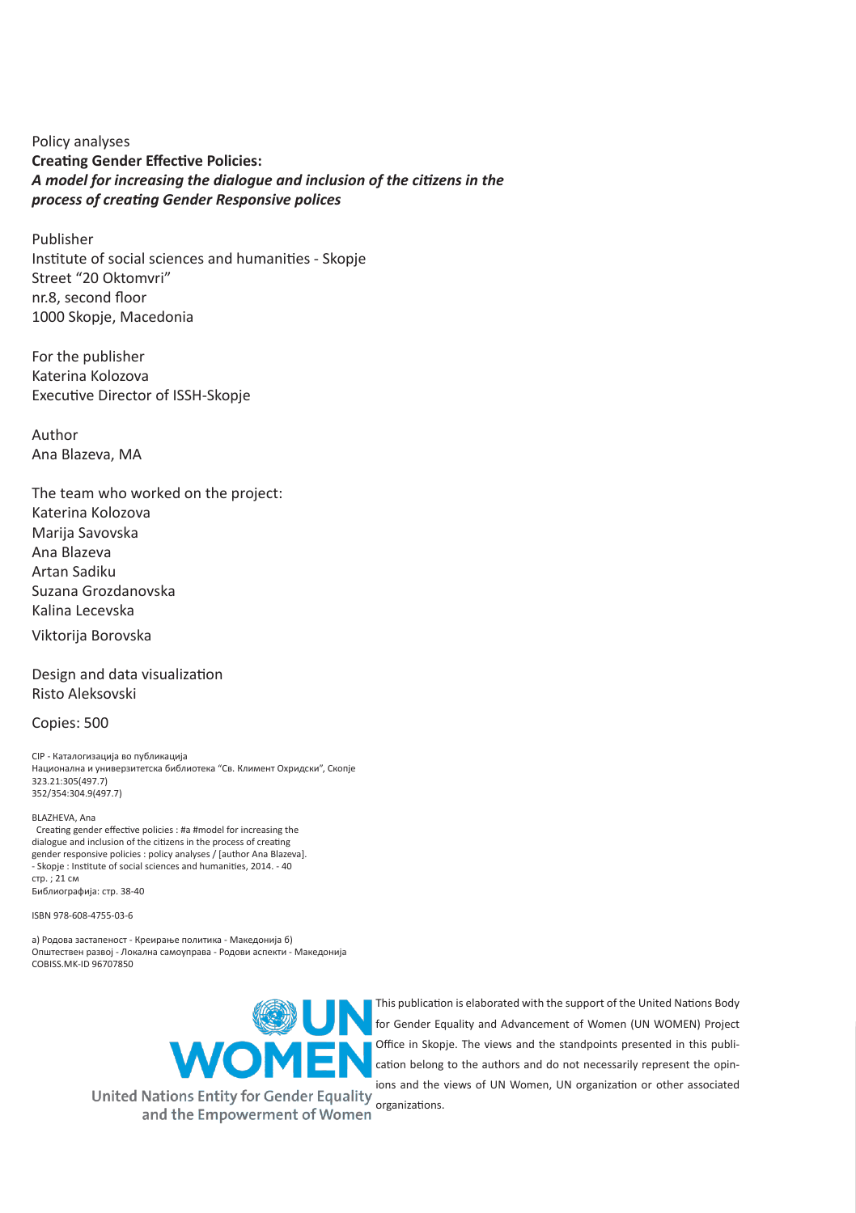Policy analyses
**Creating Gender Effective Policies:**
***A model for increasing the dialogue and inclusion of the citizens in the process of creating Gender Responsive polices***

Publisher
Institute of social sciences and humanities - Skopje
Street "20 Oktomvri"
nr.8, second floor
1000 Skopje, Macedonia

For the publisher
Katerina Kolozova
Executive Director of ISSH-Skopje

Author
Ana Blazeva, MA

The team who worked on the project:
Katerina Kolozova
Marija Savovska
Ana Blazeva
Artan Sadiku
Suzana Grozdanovska
Kalina Lecevska
Viktorija Borovska

Design and data visualization
Risto Aleksovski

Copies: 500

CIP - Каталогизација во публикација
Национална и универзитетска библиотека "Св. Климент Охридски", Скопје
323.21:305(497.7)
352/354:304.9(497.7)

BLAZHEVA, Ana
Creating gender effective policies : #a #model for increasing the dialogue and inclusion of the citizens in the process of creating gender responsive policies : policy analyses / [author Ana Blazeva]. - Skopje : Institute of social sciences and humanities, 2014. - 40 стр. ; 21 см
Библиографија: стр. 38-40

ISBN 978-608-4755-03-6

а) Родова застапеност - Креирање политика - Македонија б) Општествен развој - Локална самоуправа - Родови аспекти - Македонија
COBISS.MK-ID 96707850

UN WOMEN
United Nations Entity for Gender Equality and the Empowerment of Women

This publication is elaborated with the support of the United Nations Body for Gender Equality and Advancement of Women (UN WOMEN) Project Office in Skopje. The views and the standpoints presented in this publication belong to the authors and do not necessarily represent the opinions and the views of UN Women, UN organization or other associated organizations.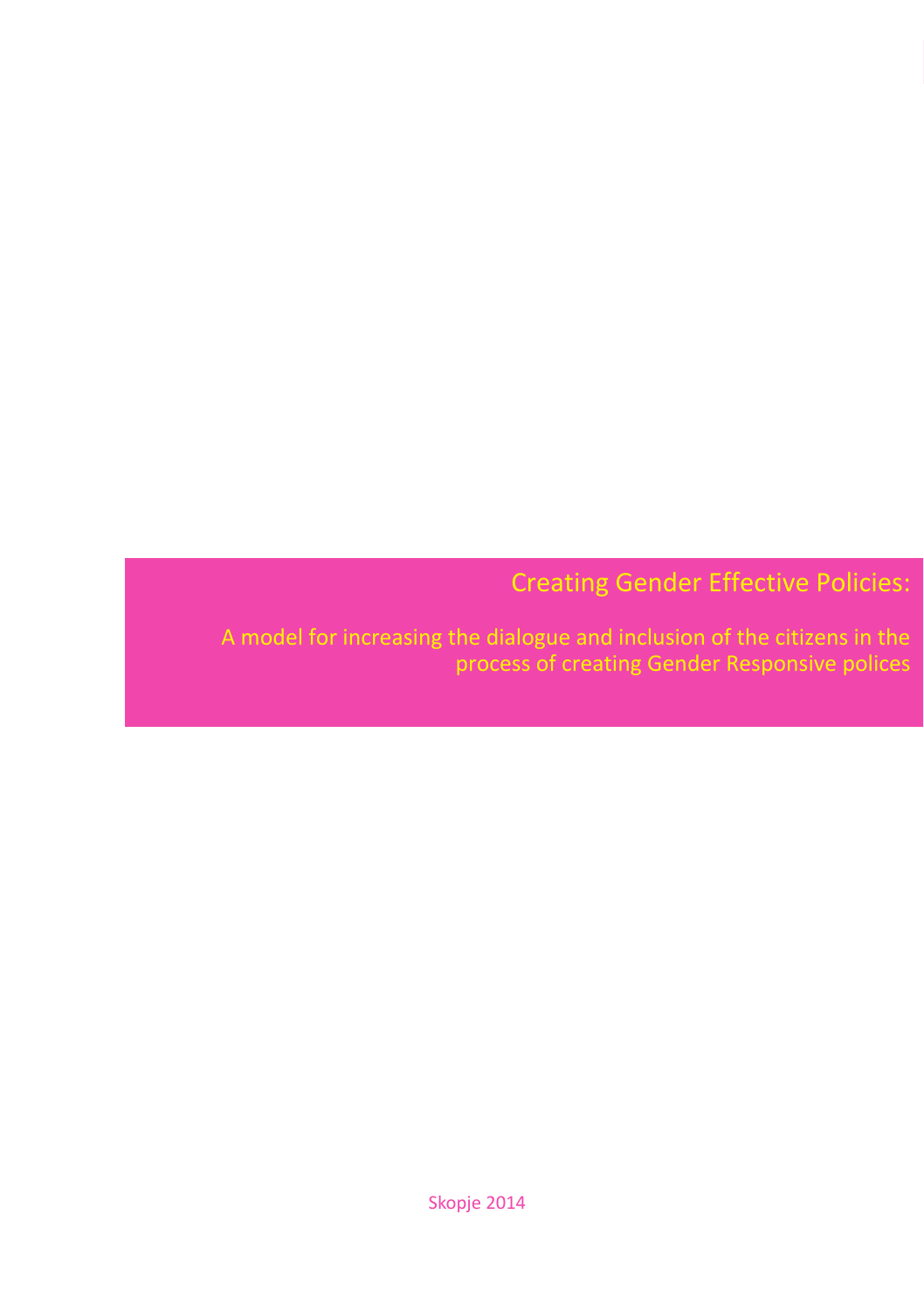# Creating Gender Effective Policies:

## A model for increasing the dialogue and inclusion of the citizens in the process of creating Gender Responsive polices

Skopje 2014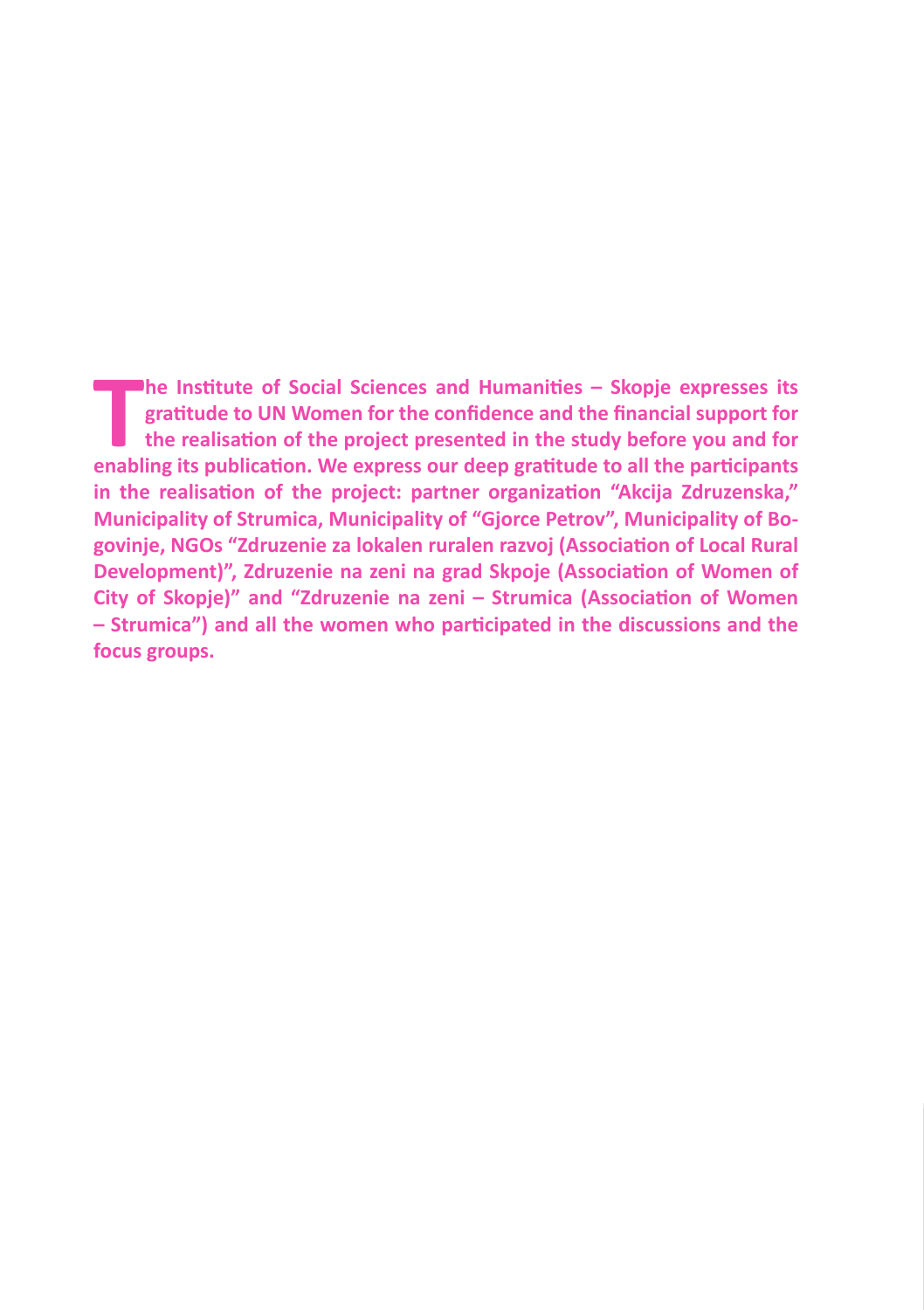**The Institute of Social Sciences and Humanities – Skopje expresses its gratitude to UN Women for the confidence and the financial support for the realisation of the project presented in the study before you and for enabling its publication. We express our deep gratitude to all the participants in the realisation of the project: partner organization "Akcija Zdruzenska," Municipality of Strumica, Municipality of "Gjorce Petrov", Municipality of Bogovinje, NGOs "Zdruzenie za lokalen ruralen razvoj (Association of Local Rural Development)", Zdruzenie na zeni na grad Skpoje (Association of Women of City of Skopje)" and "Zdruzenie na zeni – Strumica (Association of Women – Strumica") and all the women who participated in the discussions and the focus groups.**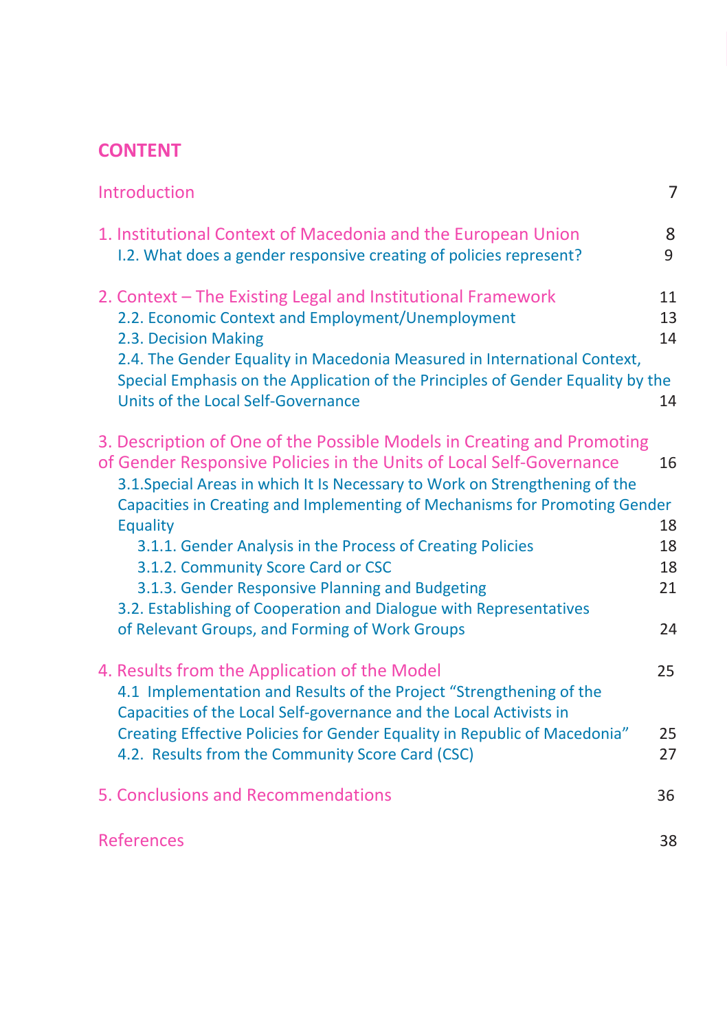# CONTENT

| | |
|---|---|
| Introduction | 7 |
| 1. Institutional Context of Macedonia and the European Union | 8 |
| I.2. What does a gender responsive creating of policies represent? | 9 |
| 2. Context – The Existing Legal and Institutional Framework | 11 |
| 2.2. Economic Context and Employment/Unemployment | 13 |
| 2.3. Decision Making | 14 |
| 2.4. The Gender Equality in Macedonia Measured in International Context, Special Emphasis on the Application of the Principles of Gender Equality by the Units of the Local Self-Governance | 14 |
| 3. Description of One of the Possible Models in Creating and Promoting of Gender Responsive Policies in the Units of Local Self-Governance | 16 |
| 3.1.Special Areas in which It Is Necessary to Work on Strengthening of the Capacities in Creating and Implementing of Mechanisms for Promoting Gender Equality | 18 |
| 3.1.1. Gender Analysis in the Process of Creating Policies | 18 |
| 3.1.2. Community Score Card or CSC | 18 |
| 3.1.3. Gender Responsive Planning and Budgeting | 21 |
| 3.2. Establishing of Cooperation and Dialogue with Representatives of Relevant Groups, and Forming of Work Groups | 24 |
| 4. Results from the Application of the Model | 25 |
| 4.1 Implementation and Results of the Project "Strengthening of the Capacities of the Local Self-governance and the Local Activists in Creating Effective Policies for Gender Equality in Republic of Macedonia" | 25 |
| 4.2. Results from the Community Score Card (CSC) | 27 |
| 5. Conclusions and Recommendations | 36 |
| References | 38 |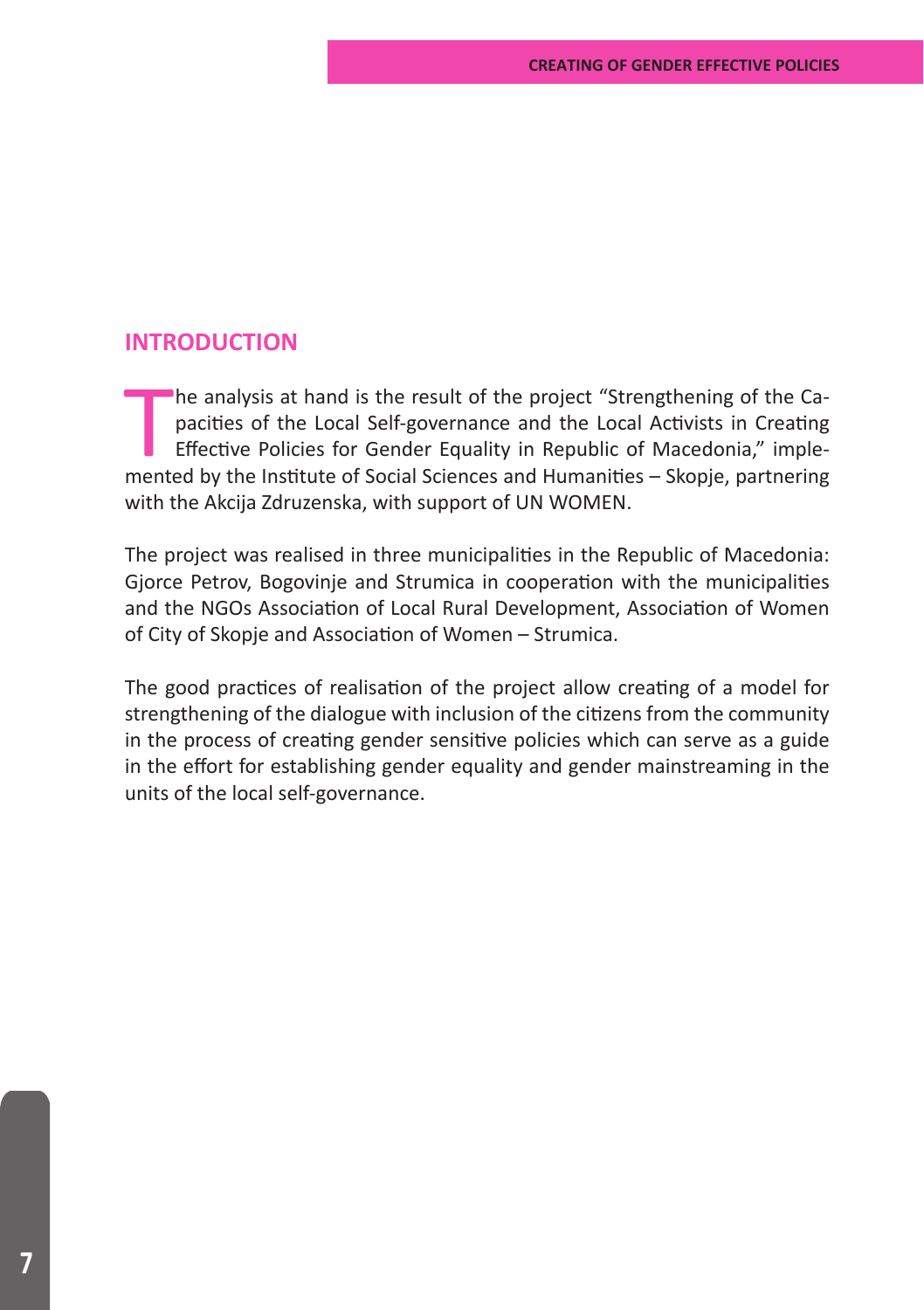## INTRODUCTION

The analysis at hand is the result of the project "Strengthening of the Capacities of the Local Self-governance and the Local Activists in Creating Effective Policies for Gender Equality in Republic of Macedonia," implemented by the Institute of Social Sciences and Humanities – Skopje, partnering with the Akcija Zdruzenska, with support of UN WOMEN.

The project was realised in three municipalities in the Republic of Macedonia: Gjorce Petrov, Bogovinje and Strumica in cooperation with the municipalities and the NGOs Association of Local Rural Development, Association of Women of City of Skopje and Association of Women – Strumica.

The good practices of realisation of the project allow creating of a model for strengthening of the dialogue with inclusion of the citizens from the community in the process of creating gender sensitive policies which can serve as a guide in the effort for establishing gender equality and gender mainstreaming in the units of the local self-governance.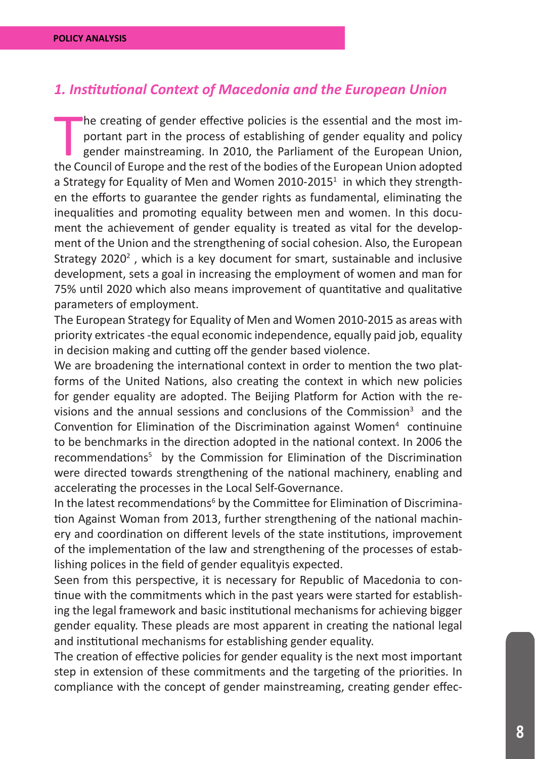## *1. Institutional Context of Macedonia and the European Union*

The creating of gender effective policies is the essential and the most important part in the process of establishing of gender equality and policy gender mainstreaming. In 2010, the Parliament of the European Union, the Council of Europe and the rest of the bodies of the European Union adopted a Strategy for Equality of Men and Women 2010-2015[1] in which they strengthen the efforts to guarantee the gender rights as fundamental, eliminating the inequalities and promoting equality between men and women. In this document the achievement of gender equality is treated as vital for the development of the Union and the strengthening of social cohesion. Also, the European Strategy 2020[2] , which is a key document for smart, sustainable and inclusive development, sets a goal in increasing the employment of women and man for 75% until 2020 which also means improvement of quantitative and qualitative parameters of employment.

The European Strategy for Equality of Men and Women 2010-2015 as areas with priority extricates -the equal economic independence, equally paid job, equality in decision making and cutting off the gender based violence.

We are broadening the international context in order to mention the two platforms of the United Nations, also creating the context in which new policies for gender equality are adopted. The Beijing Platform for Action with the revisions and the annual sessions and conclusions of the Commission[3] and the Convention for Elimination of the Discrimination against Women[4] continuine to be benchmarks in the direction adopted in the national context. In 2006 the recommendations[5] by the Commission for Elimination of the Discrimination were directed towards strengthening of the national machinery, enabling and accelerating the processes in the Local Self-Governance.

In the latest recommendations[6] by the Committee for Elimination of Discrimination Against Woman from 2013, further strengthening of the national machinery and coordination on different levels of the state institutions, improvement of the implementation of the law and strengthening of the processes of establishing polices in the field of gender equalityis expected.

Seen from this perspective, it is necessary for Republic of Macedonia to continue with the commitments which in the past years were started for establishing the legal framework and basic institutional mechanisms for achieving bigger gender equality. These pleads are most apparent in creating the national legal and institutional mechanisms for establishing gender equality.

The creation of effective policies for gender equality is the next most important step in extension of these commitments and the targeting of the priorities. In compliance with the concept of gender mainstreaming, creating gender effec-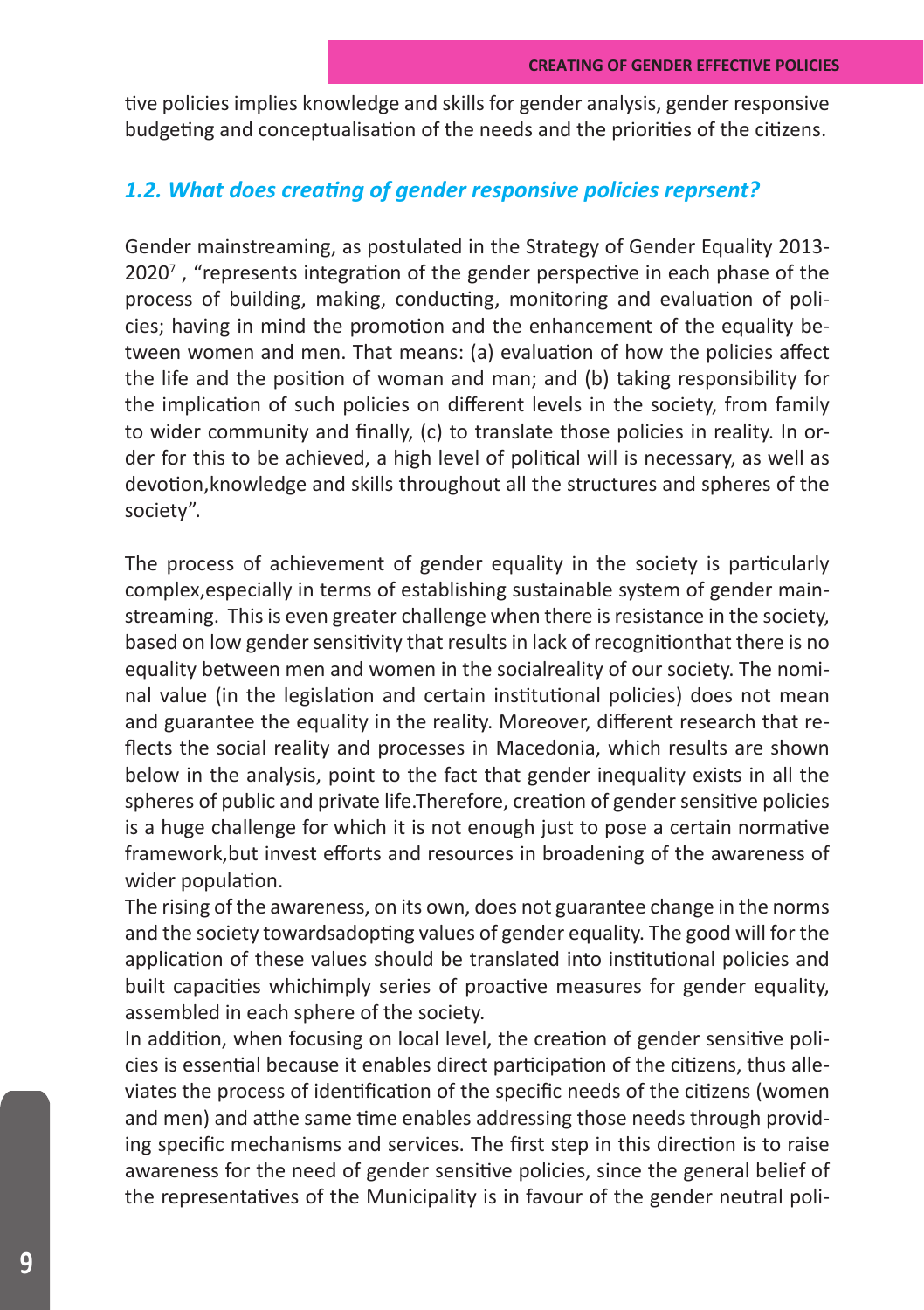tive policies implies knowledge and skills for gender analysis, gender responsive budgeting and conceptualisation of the needs and the priorities of the citizens.

### *1.2. What does creating of gender responsive policies reprsent?*

Gender mainstreaming, as postulated in the Strategy of Gender Equality 2013-2020[7] , "represents integration of the gender perspective in each phase of the process of building, making, conducting, monitoring and evaluation of policies; having in mind the promotion and the enhancement of the equality between women and men. That means: (a) evaluation of how the policies affect the life and the position of woman and man; and (b) taking responsibility for the implication of such policies on different levels in the society, from family to wider community and finally, (c) to translate those policies in reality. In order for this to be achieved, a high level of political will is necessary, as well as devotion,knowledge and skills throughout all the structures and spheres of the society".

The process of achievement of gender equality in the society is particularly complex,especially in terms of establishing sustainable system of gender mainstreaming. This is even greater challenge when there is resistance in the society, based on low gender sensitivity that results in lack of recognitionthat there is no equality between men and women in the socialreality of our society. The nominal value (in the legislation and certain institutional policies) does not mean and guarantee the equality in the reality. Moreover, different research that reflects the social reality and processes in Macedonia, which results are shown below in the analysis, point to the fact that gender inequality exists in all the spheres of public and private life.Therefore, creation of gender sensitive policies is a huge challenge for which it is not enough just to pose a certain normative framework,but invest efforts and resources in broadening of the awareness of wider population.

The rising of the awareness, on its own, does not guarantee change in the norms and the society towardsadopting values of gender equality. The good will for the application of these values should be translated into institutional policies and built capacities whichimply series of proactive measures for gender equality, assembled in each sphere of the society.

In addition, when focusing on local level, the creation of gender sensitive policies is essential because it enables direct participation of the citizens, thus alleviates the process of identification of the specific needs of the citizens (women and men) and atthe same time enables addressing those needs through providing specific mechanisms and services. The first step in this direction is to raise awareness for the need of gender sensitive policies, since the general belief of the representatives of the Municipality is in favour of the gender neutral poli-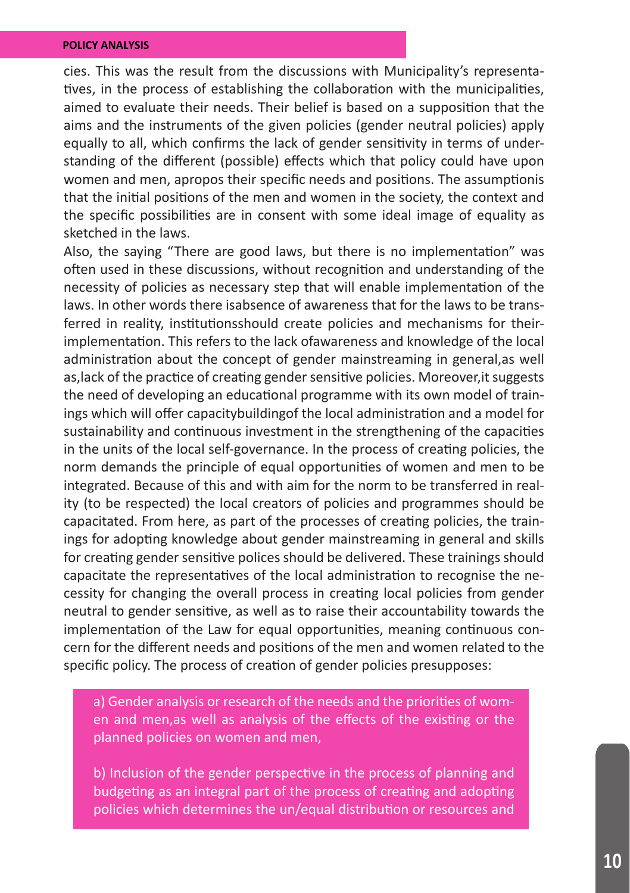cies. This was the result from the discussions with Municipality's representatives, in the process of establishing the collaboration with the municipalities, aimed to evaluate their needs. Their belief is based on a supposition that the aims and the instruments of the given policies (gender neutral policies) apply equally to all, which confirms the lack of gender sensitivity in terms of understanding of the different (possible) effects which that policy could have upon women and men, apropos their specific needs and positions. The assumptionis that the initial positions of the men and women in the society, the context and the specific possibilities are in consent with some ideal image of equality as sketched in the laws.

Also, the saying "There are good laws, but there is no implementation" was often used in these discussions, without recognition and understanding of the necessity of policies as necessary step that will enable implementation of the laws. In other words there isabsence of awareness that for the laws to be transferred in reality, institutionsshould create policies and mechanisms for theirimplementation. This refers to the lack ofawareness and knowledge of the local administration about the concept of gender mainstreaming in general,as well as,lack of the practice of creating gender sensitive policies. Moreover,it suggests the need of developing an educational programme with its own model of trainings which will offer capacitybuildingof the local administration and a model for sustainability and continuous investment in the strengthening of the capacities in the units of the local self-governance. In the process of creating policies, the norm demands the principle of equal opportunities of women and men to be integrated. Because of this and with aim for the norm to be transferred in reality (to be respected) the local creators of policies and programmes should be capacitated. From here, as part of the processes of creating policies, the trainings for adopting knowledge about gender mainstreaming in general and skills for creating gender sensitive polices should be delivered. These trainings should capacitate the representatives of the local administration to recognise the necessity for changing the overall process in creating local policies from gender neutral to gender sensitive, as well as to raise their accountability towards the implementation of the Law for equal opportunities, meaning continuous concern for the different needs and positions of the men and women related to the specific policy. The process of creation of gender policies presupposes:

a) Gender analysis or research of the needs and the priorities of women and men,as well as analysis of the effects of the existing or the planned policies on women and men,

b) Inclusion of the gender perspective in the process of planning and budgeting as an integral part of the process of creating and adopting policies which determines the un/equal distribution or resources and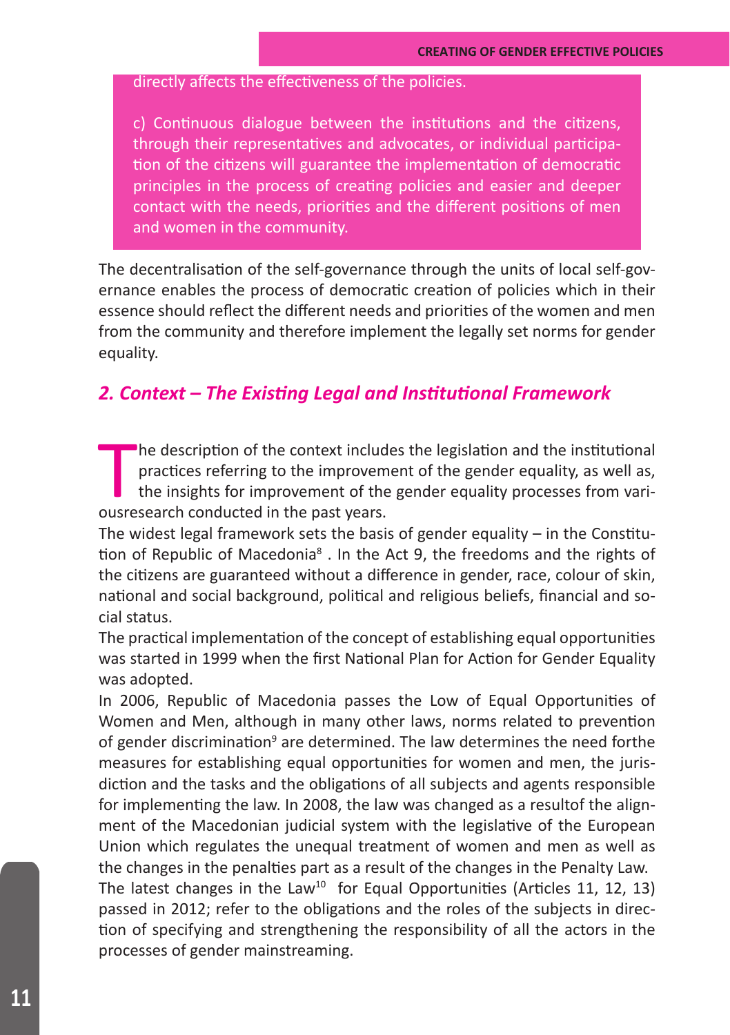directly affects the effectiveness of the policies.

c) Continuous dialogue between the institutions and the citizens, through their representatives and advocates, or individual participation of the citizens will guarantee the implementation of democratic principles in the process of creating policies and easier and deeper contact with the needs, priorities and the different positions of men and women in the community.

The decentralisation of the self-governance through the units of local self-governance enables the process of democratic creation of policies which in their essence should reflect the different needs and priorities of the women and men from the community and therefore implement the legally set norms for gender equality.

## *2. Context – The Existing Legal and Institutional Framework*

The description of the context includes the legislation and the institutional practices referring to the improvement of the gender equality, as well as, the insights for improvement of the gender equality processes from variousresearch conducted in the past years.

The widest legal framework sets the basis of gender equality – in the Constitution of Republic of Macedonia[8] . In the Act 9, the freedoms and the rights of the citizens are guaranteed without a difference in gender, race, colour of skin, national and social background, political and religious beliefs, financial and social status.

The practical implementation of the concept of establishing equal opportunities was started in 1999 when the first National Plan for Action for Gender Equality was adopted.

In 2006, Republic of Macedonia passes the Low of Equal Opportunities of Women and Men, although in many other laws, norms related to prevention of gender discrimination[9] are determined. The law determines the need forthe measures for establishing equal opportunities for women and men, the jurisdiction and the tasks and the obligations of all subjects and agents responsible for implementing the law. In 2008, the law was changed as a resultof the alignment of the Macedonian judicial system with the legislative of the European Union which regulates the unequal treatment of women and men as well as the changes in the penalties part as a result of the changes in the Penalty Law.

The latest changes in the Law[10] for Equal Opportunities (Articles 11, 12, 13) passed in 2012; refer to the obligations and the roles of the subjects in direction of specifying and strengthening the responsibility of all the actors in the processes of gender mainstreaming.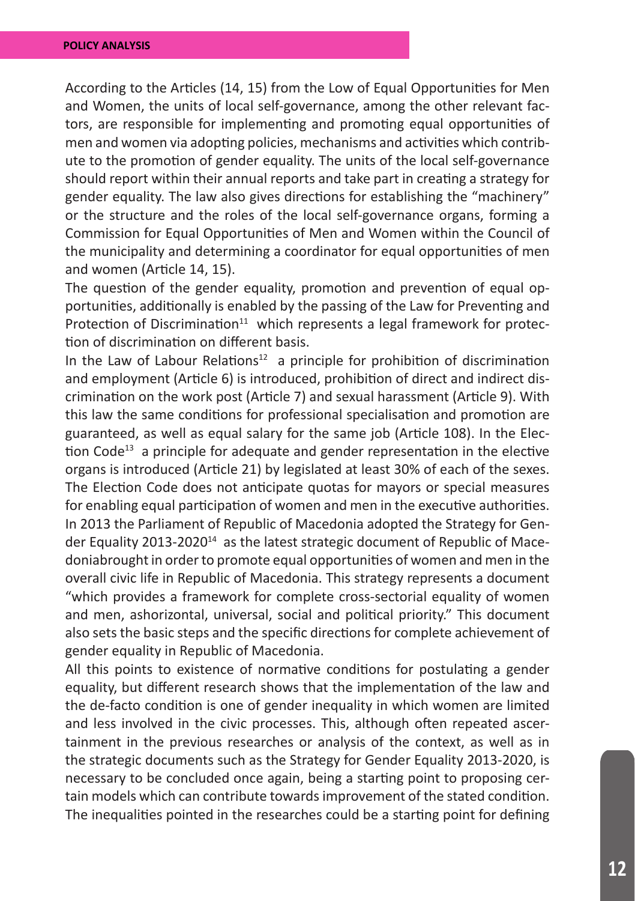According to the Articles (14, 15) from the Low of Equal Opportunities for Men and Women, the units of local self-governance, among the other relevant factors, are responsible for implementing and promoting equal opportunities of men and women via adopting policies, mechanisms and activities which contribute to the promotion of gender equality. The units of the local self-governance should report within their annual reports and take part in creating a strategy for gender equality. The law also gives directions for establishing the "machinery" or the structure and the roles of the local self-governance organs, forming a Commission for Equal Opportunities of Men and Women within the Council of the municipality and determining a coordinator for equal opportunities of men and women (Article 14, 15).

The question of the gender equality, promotion and prevention of equal opportunities, additionally is enabled by the passing of the Law for Preventing and Protection of Discrimination[11] which represents a legal framework for protection of discrimination on different basis.

In the Law of Labour Relations[12] a principle for prohibition of discrimination and employment (Article 6) is introduced, prohibition of direct and indirect discrimination on the work post (Article 7) and sexual harassment (Article 9). With this law the same conditions for professional specialisation and promotion are guaranteed, as well as equal salary for the same job (Article 108). In the Election Code[13] a principle for adequate and gender representation in the elective organs is introduced (Article 21) by legislated at least 30% of each of the sexes. The Election Code does not anticipate quotas for mayors or special measures for enabling equal participation of women and men in the executive authorities. In 2013 the Parliament of Republic of Macedonia adopted the Strategy for Gender Equality 2013-2020[14] as the latest strategic document of Republic of Macedoniabrought in order to promote equal opportunities of women and men in the overall civic life in Republic of Macedonia. This strategy represents a document "which provides a framework for complete cross-sectorial equality of women and men, ashorizontal, universal, social and political priority." This document also sets the basic steps and the specific directions for complete achievement of gender equality in Republic of Macedonia.

All this points to existence of normative conditions for postulating a gender equality, but different research shows that the implementation of the law and the de-facto condition is one of gender inequality in which women are limited and less involved in the civic processes. This, although often repeated ascertainment in the previous researches or analysis of the context, as well as in the strategic documents such as the Strategy for Gender Equality 2013-2020, is necessary to be concluded once again, being a starting point to proposing certain models which can contribute towards improvement of the stated condition. The inequalities pointed in the researches could be a starting point for defining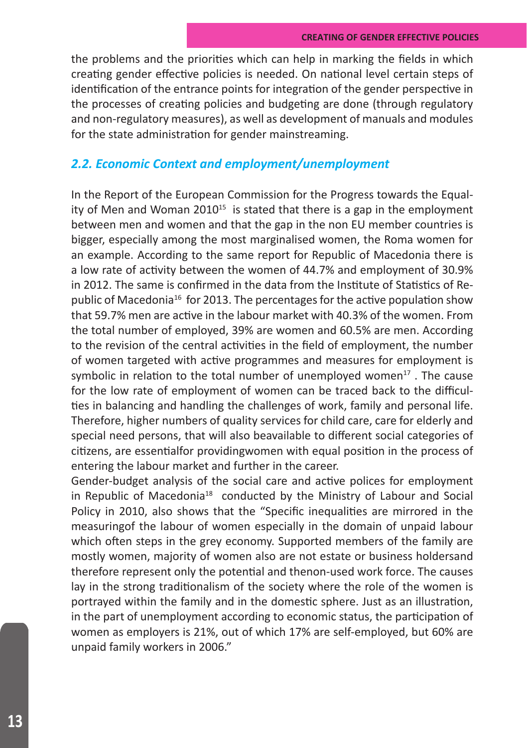the problems and the priorities which can help in marking the fields in which creating gender effective policies is needed. On national level certain steps of identification of the entrance points for integration of the gender perspective in the processes of creating policies and budgeting are done (through regulatory and non-regulatory measures), as well as development of manuals and modules for the state administration for gender mainstreaming.

## *2.2. Economic Context and employment/unemployment*

In the Report of the European Commission for the Progress towards the Equality of Men and Woman 2010[15] is stated that there is a gap in the employment between men and women and that the gap in the non EU member countries is bigger, especially among the most marginalised women, the Roma women for an example. According to the same report for Republic of Macedonia there is a low rate of activity between the women of 44.7% and employment of 30.9% in 2012. The same is confirmed in the data from the Institute of Statistics of Republic of Macedonia[16] for 2013. The percentages for the active population show that 59.7% men are active in the labour market with 40.3% of the women. From the total number of employed, 39% are women and 60.5% are men. According to the revision of the central activities in the field of employment, the number of women targeted with active programmes and measures for employment is symbolic in relation to the total number of unemployed women[17] . The cause for the low rate of employment of women can be traced back to the difficulties in balancing and handling the challenges of work, family and personal life. Therefore, higher numbers of quality services for child care, care for elderly and special need persons, that will also beavailable to different social categories of citizens, are essentialfor providingwomen with equal position in the process of entering the labour market and further in the career.

Gender-budget analysis of the social care and active polices for employment in Republic of Macedonia[18] conducted by the Ministry of Labour and Social Policy in 2010, also shows that the "Specific inequalities are mirrored in the measuringof the labour of women especially in the domain of unpaid labour which often steps in the grey economy. Supported members of the family are mostly women, majority of women also are not estate or business holdersand therefore represent only the potential and thenon-used work force. The causes lay in the strong traditionalism of the society where the role of the women is portrayed within the family and in the domestic sphere. Just as an illustration, in the part of unemployment according to economic status, the participation of women as employers is 21%, out of which 17% are self-employed, but 60% are unpaid family workers in 2006."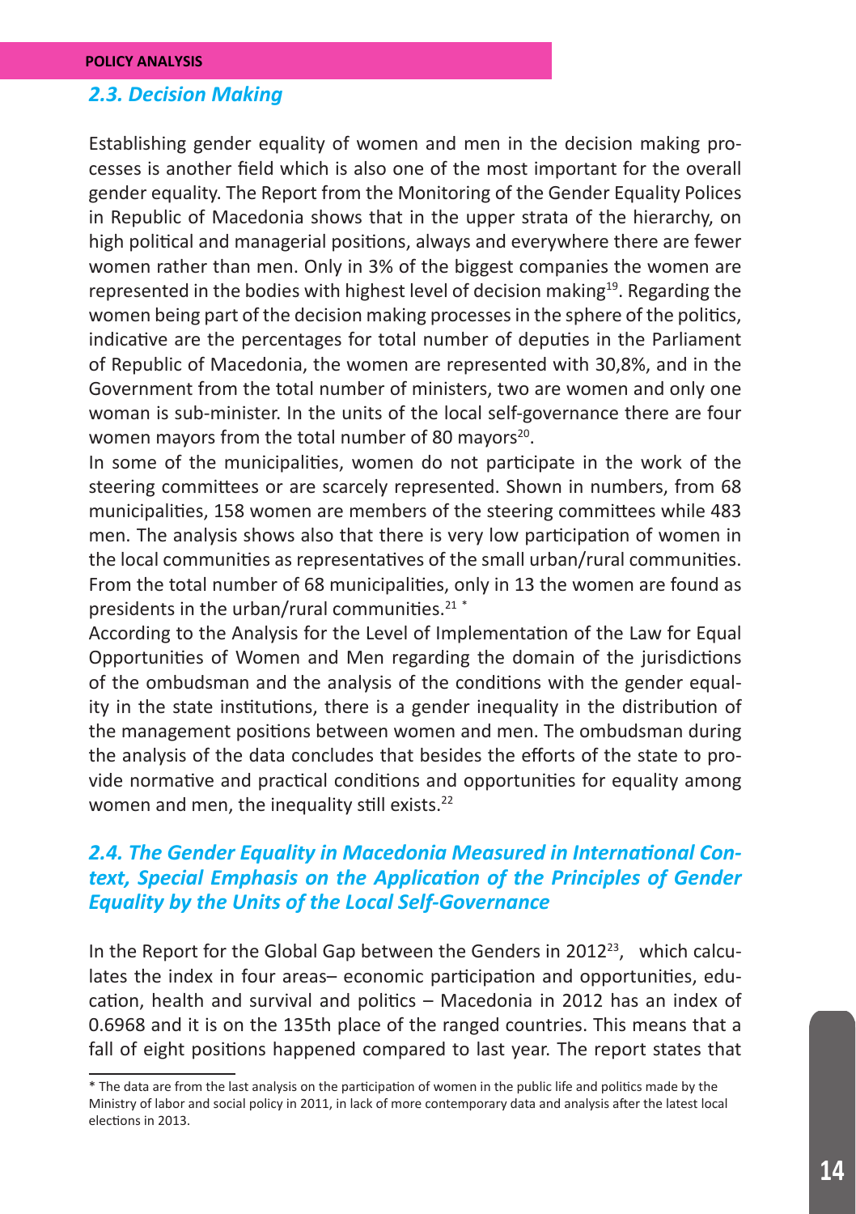### *2.3. Decision Making*

Establishing gender equality of women and men in the decision making processes is another field which is also one of the most important for the overall gender equality. The Report from the Monitoring of the Gender Equality Polices in Republic of Macedonia shows that in the upper strata of the hierarchy, on high political and managerial positions, always and everywhere there are fewer women rather than men. Only in 3% of the biggest companies the women are represented in the bodies with highest level of decision making[19]. Regarding the women being part of the decision making processes in the sphere of the politics, indicative are the percentages for total number of deputies in the Parliament of Republic of Macedonia, the women are represented with 30,8%, and in the Government from the total number of ministers, two are women and only one woman is sub-minister. In the units of the local self-governance there are four women mayors from the total number of 80 mayors[20].

In some of the municipalities, women do not participate in the work of the steering committees or are scarcely represented. Shown in numbers, from 68 municipalities, 158 women are members of the steering committees while 483 men. The analysis shows also that there is very low participation of women in the local communities as representatives of the small urban/rural communities. From the total number of 68 municipalities, only in 13 the women are found as presidents in the urban/rural communities.[21 *]

According to the Analysis for the Level of Implementation of the Law for Equal Opportunities of Women and Men regarding the domain of the jurisdictions of the ombudsman and the analysis of the conditions with the gender equality in the state institutions, there is a gender inequality in the distribution of the management positions between women and men. The ombudsman during the analysis of the data concludes that besides the efforts of the state to provide normative and practical conditions and opportunities for equality among women and men, the inequality still exists.[22]

### *2.4. The Gender Equality in Macedonia Measured in International Context, Special Emphasis on the Application of the Principles of Gender Equality by the Units of the Local Self-Governance*

In the Report for the Global Gap between the Genders in 2012[23], which calculates the index in four areas– economic participation and opportunities, education, health and survival and politics – Macedonia in 2012 has an index of 0.6968 and it is on the 135th place of the ranged countries. This means that a fall of eight positions happened compared to last year. The report states that

---

* The data are from the last analysis on the participation of women in the public life and politics made by the Ministry of labor and social policy in 2011, in lack of more contemporary data and analysis after the latest local elections in 2013.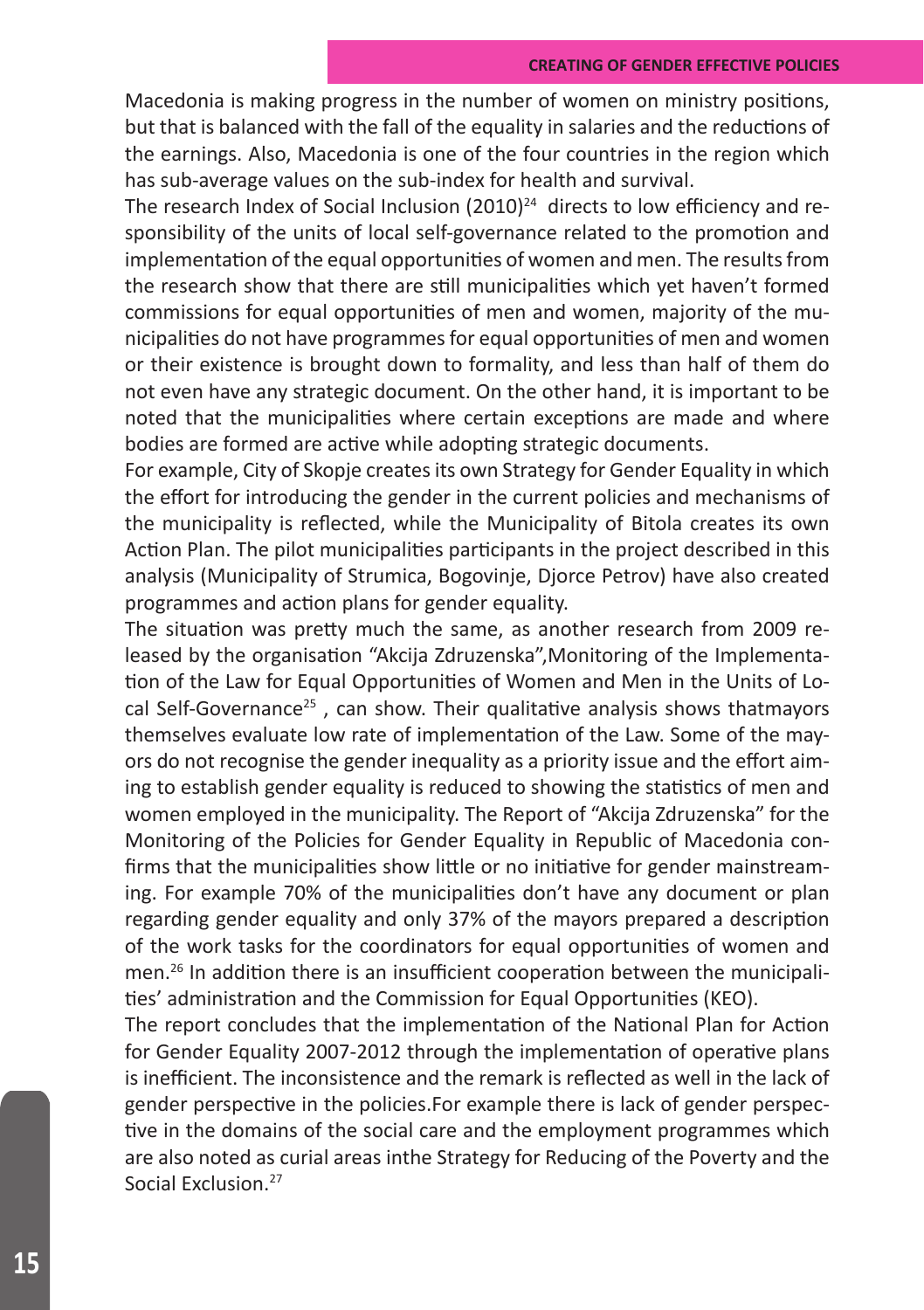Macedonia is making progress in the number of women on ministry positions, but that is balanced with the fall of the equality in salaries and the reductions of the earnings. Also, Macedonia is one of the four countries in the region which has sub-average values on the sub-index for health and survival.

The research Index of Social Inclusion (2010)[24] directs to low efficiency and responsibility of the units of local self-governance related to the promotion and implementation of the equal opportunities of women and men. The results from the research show that there are still municipalities which yet haven't formed commissions for equal opportunities of men and women, majority of the municipalities do not have programmes for equal opportunities of men and women or their existence is brought down to formality, and less than half of them do not even have any strategic document. On the other hand, it is important to be noted that the municipalities where certain exceptions are made and where bodies are formed are active while adopting strategic documents.

For example, City of Skopje creates its own Strategy for Gender Equality in which the effort for introducing the gender in the current policies and mechanisms of the municipality is reflected, while the Municipality of Bitola creates its own Action Plan. The pilot municipalities participants in the project described in this analysis (Municipality of Strumica, Bogovinje, Djorce Petrov) have also created programmes and action plans for gender equality.

The situation was pretty much the same, as another research from 2009 released by the organisation "Akcija Zdruzenska",Monitoring of the Implementation of the Law for Equal Opportunities of Women and Men in the Units of Local Self-Governance[25] , can show. Their qualitative analysis shows thatmayors themselves evaluate low rate of implementation of the Law. Some of the mayors do not recognise the gender inequality as a priority issue and the effort aiming to establish gender equality is reduced to showing the statistics of men and women employed in the municipality. The Report of "Akcija Zdruzenska" for the Monitoring of the Policies for Gender Equality in Republic of Macedonia confirms that the municipalities show little or no initiative for gender mainstreaming. For example 70% of the municipalities don't have any document or plan regarding gender equality and only 37% of the mayors prepared a description of the work tasks for the coordinators for equal opportunities of women and men.[26] In addition there is an insufficient cooperation between the municipalities' administration and the Commission for Equal Opportunities (KEO).

The report concludes that the implementation of the National Plan for Action for Gender Equality 2007-2012 through the implementation of operative plans is inefficient. The inconsistence and the remark is reflected as well in the lack of gender perspective in the policies.For example there is lack of gender perspective in the domains of the social care and the employment programmes which are also noted as curial areas inthe Strategy for Reducing of the Poverty and the Social Exclusion.[27]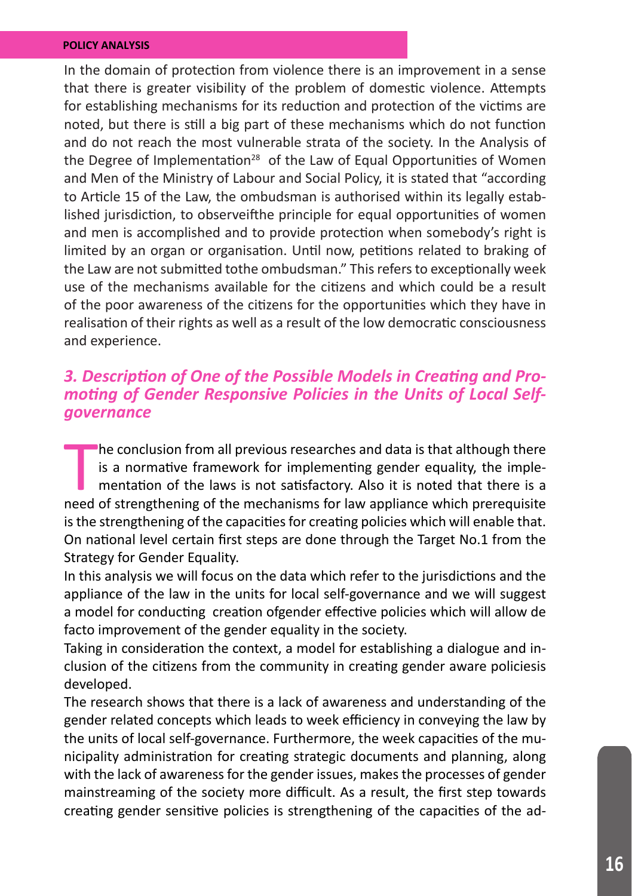In the domain of protection from violence there is an improvement in a sense that there is greater visibility of the problem of domestic violence. Attempts for establishing mechanisms for its reduction and protection of the victims are noted, but there is still a big part of these mechanisms which do not function and do not reach the most vulnerable strata of the society. In the Analysis of the Degree of Implementation[28] of the Law of Equal Opportunities of Women and Men of the Ministry of Labour and Social Policy, it is stated that "according to Article 15 of the Law, the ombudsman is authorised within its legally established jurisdiction, to observeifthe principle for equal opportunities of women and men is accomplished and to provide protection when somebody's right is limited by an organ or organisation. Until now, petitions related to braking of the Law are not submitted tothe ombudsman." This refers to exceptionally week use of the mechanisms available for the citizens and which could be a result of the poor awareness of the citizens for the opportunities which they have in realisation of their rights as well as a result of the low democratic consciousness and experience.

## *3. Description of One of the Possible Models in Creating and Promoting of Gender Responsive Policies in the Units of Local Self-governance*

The conclusion from all previous researches and data is that although there is a normative framework for implementing gender equality, the implementation of the laws is not satisfactory. Also it is noted that there is a need of strengthening of the mechanisms for law appliance which prerequisite is the strengthening of the capacities for creating policies which will enable that. On national level certain first steps are done through the Target No.1 from the Strategy for Gender Equality.

In this analysis we will focus on the data which refer to the jurisdictions and the appliance of the law in the units for local self-governance and we will suggest a model for conducting creation ofgender effective policies which will allow de facto improvement of the gender equality in the society.

Taking in consideration the context, a model for establishing a dialogue and inclusion of the citizens from the community in creating gender aware policiesis developed.

The research shows that there is a lack of awareness and understanding of the gender related concepts which leads to week efficiency in conveying the law by the units of local self-governance. Furthermore, the week capacities of the municipality administration for creating strategic documents and planning, along with the lack of awareness for the gender issues, makes the processes of gender mainstreaming of the society more difficult. As a result, the first step towards creating gender sensitive policies is strengthening of the capacities of the ad-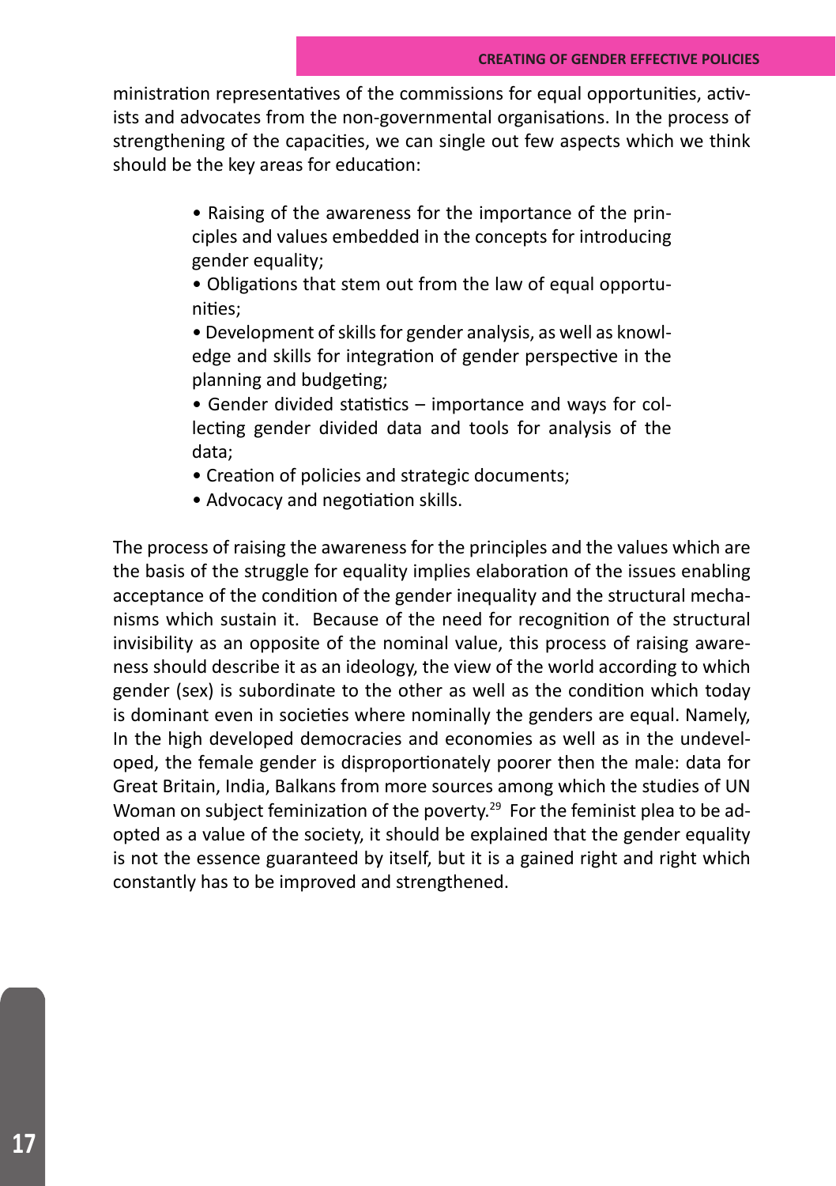ministration representatives of the commissions for equal opportunities, activists and advocates from the non-governmental organisations. In the process of strengthening of the capacities, we can single out few aspects which we think should be the key areas for education:

- Raising of the awareness for the importance of the principles and values embedded in the concepts for introducing gender equality;
- Obligations that stem out from the law of equal opportunities;
- Development of skills for gender analysis, as well as knowledge and skills for integration of gender perspective in the planning and budgeting;
- Gender divided statistics – importance and ways for collecting gender divided data and tools for analysis of the data;
- Creation of policies and strategic documents;
- Advocacy and negotiation skills.

The process of raising the awareness for the principles and the values which are the basis of the struggle for equality implies elaboration of the issues enabling acceptance of the condition of the gender inequality and the structural mechanisms which sustain it. Because of the need for recognition of the structural invisibility as an opposite of the nominal value, this process of raising awareness should describe it as an ideology, the view of the world according to which gender (sex) is subordinate to the other as well as the condition which today is dominant even in societies where nominally the genders are equal. Namely, In the high developed democracies and economies as well as in the undeveloped, the female gender is disproportionately poorer then the male: data for Great Britain, India, Balkans from more sources among which the studies of UN Woman on subject feminization of the poverty.[29] For the feminist plea to be adopted as a value of the society, it should be explained that the gender equality is not the essence guaranteed by itself, but it is a gained right and right which constantly has to be improved and strengthened.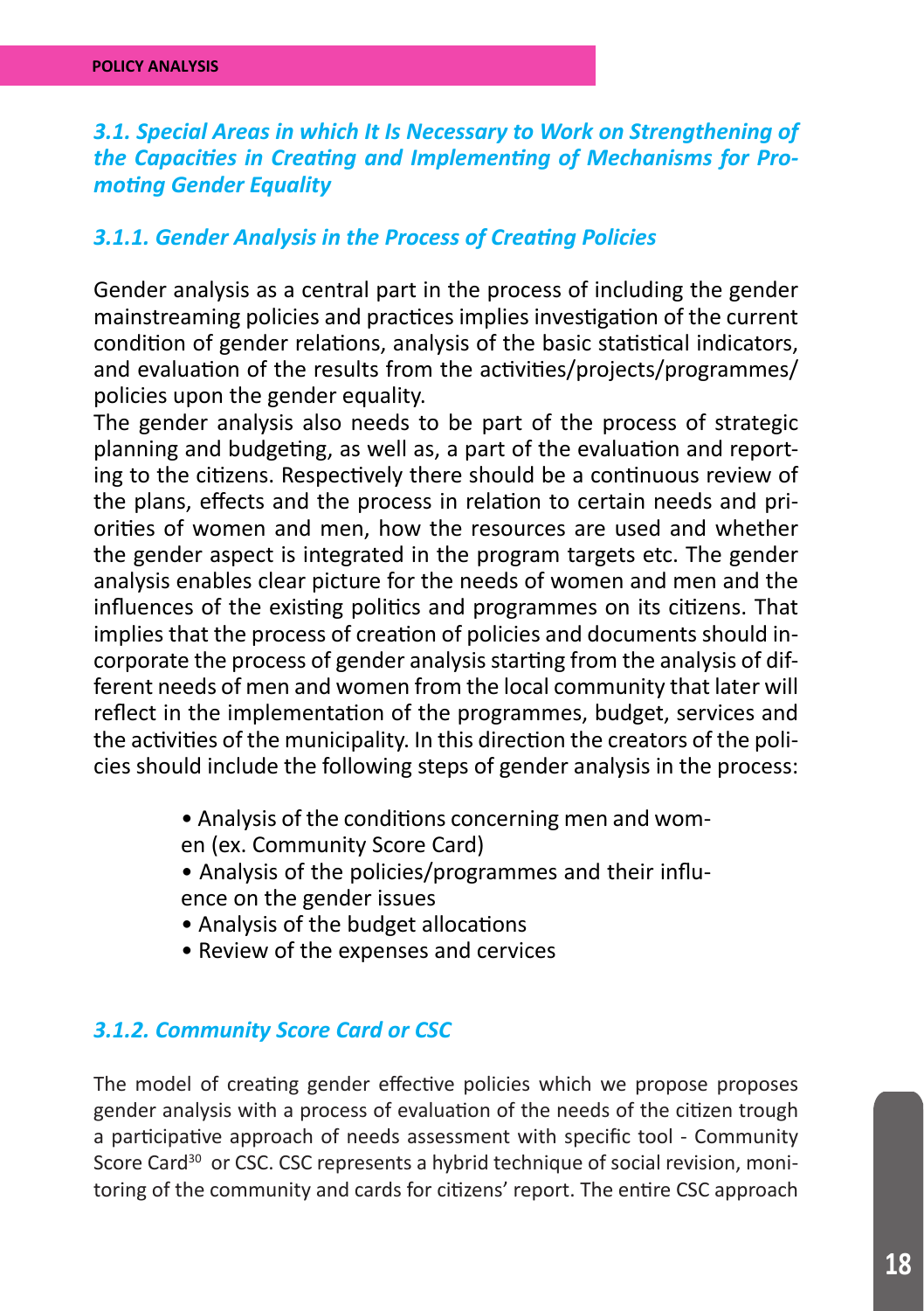### *3.1. Special Areas in which It Is Necessary to Work on Strengthening of the Capacities in Creating and Implementing of Mechanisms for Promoting Gender Equality*

#### *3.1.1. Gender Analysis in the Process of Creating Policies*

Gender analysis as a central part in the process of including the gender mainstreaming policies and practices implies investigation of the current condition of gender relations, analysis of the basic statistical indicators, and evaluation of the results from the activities/projects/programmes/policies upon the gender equality.

The gender analysis also needs to be part of the process of strategic planning and budgeting, as well as, a part of the evaluation and reporting to the citizens. Respectively there should be a continuous review of the plans, effects and the process in relation to certain needs and priorities of women and men, how the resources are used and whether the gender aspect is integrated in the program targets etc. The gender analysis enables clear picture for the needs of women and men and the influences of the existing politics and programmes on its citizens. That implies that the process of creation of policies and documents should incorporate the process of gender analysis starting from the analysis of different needs of men and women from the local community that later will reflect in the implementation of the programmes, budget, services and the activities of the municipality. In this direction the creators of the policies should include the following steps of gender analysis in the process:

- Analysis of the conditions concerning men and women (ex. Community Score Card)
- Analysis of the policies/programmes and their influence on the gender issues
- Analysis of the budget allocations
- Review of the expenses and cervices

#### *3.1.2. Community Score Card or CSC*

The model of creating gender effective policies which we propose proposes gender analysis with a process of evaluation of the needs of the citizen trough a participative approach of needs assessment with specific tool - Community Score Card[30] or CSC. CSC represents a hybrid technique of social revision, monitoring of the community and cards for citizens' report. The entire CSC approach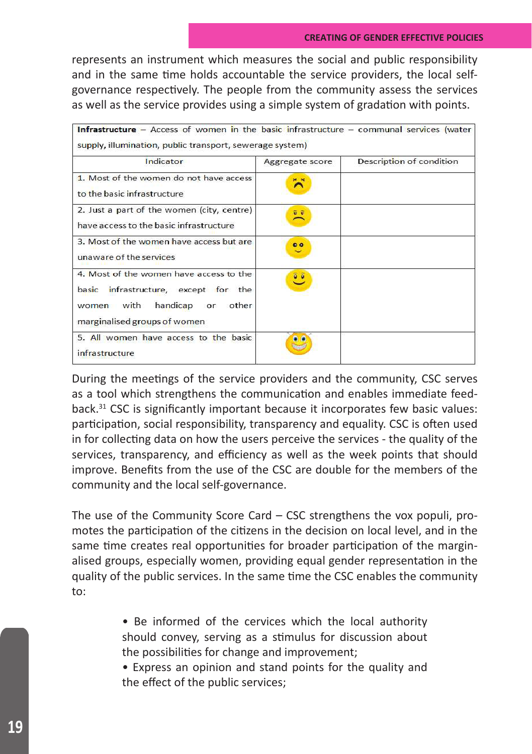represents an instrument which measures the social and public responsibility and in the same time holds accountable the service providers, the local self-governance respectively. The people from the community assess the services as well as the service provides using a simple system of gradation with points.

| **Infrastructure** – Access of women in the basic infrastructure – communal services (water supply, illumination, public transport, sewerage system) | | |
|---|---|---|
| Indicator | Aggregate score | Description of condition |
| 1. Most of the women do not have access to the basic infrastructure | | |
| 2. Just a part of the women (city, centre) have access to the basic infrastructure | | |
| 3. Most of the women have access but are unaware of the services | | |
| 4. Most of the women have access to the basic infrastructure, except for the women with handicap or other marginalised groups of women | | |
| 5. All women have access to the basic infrastructure | | |

During the meetings of the service providers and the community, CSC serves as a tool which strengthens the communication and enables immediate feed-back.[31] CSC is significantly important because it incorporates few basic values: participation, social responsibility, transparency and equality. CSC is often used in for collecting data on how the users perceive the services - the quality of the services, transparency, and efficiency as well as the week points that should improve. Benefits from the use of the CSC are double for the members of the community and the local self-governance.

The use of the Community Score Card – CSC strengthens the vox populi, promotes the participation of the citizens in the decision on local level, and in the same time creates real opportunities for broader participation of the marginalised groups, especially women, providing equal gender representation in the quality of the public services. In the same time the CSC enables the community to:

- Be informed of the cervices which the local authority should convey, serving as a stimulus for discussion about the possibilities for change and improvement;
- Express an opinion and stand points for the quality and the effect of the public services;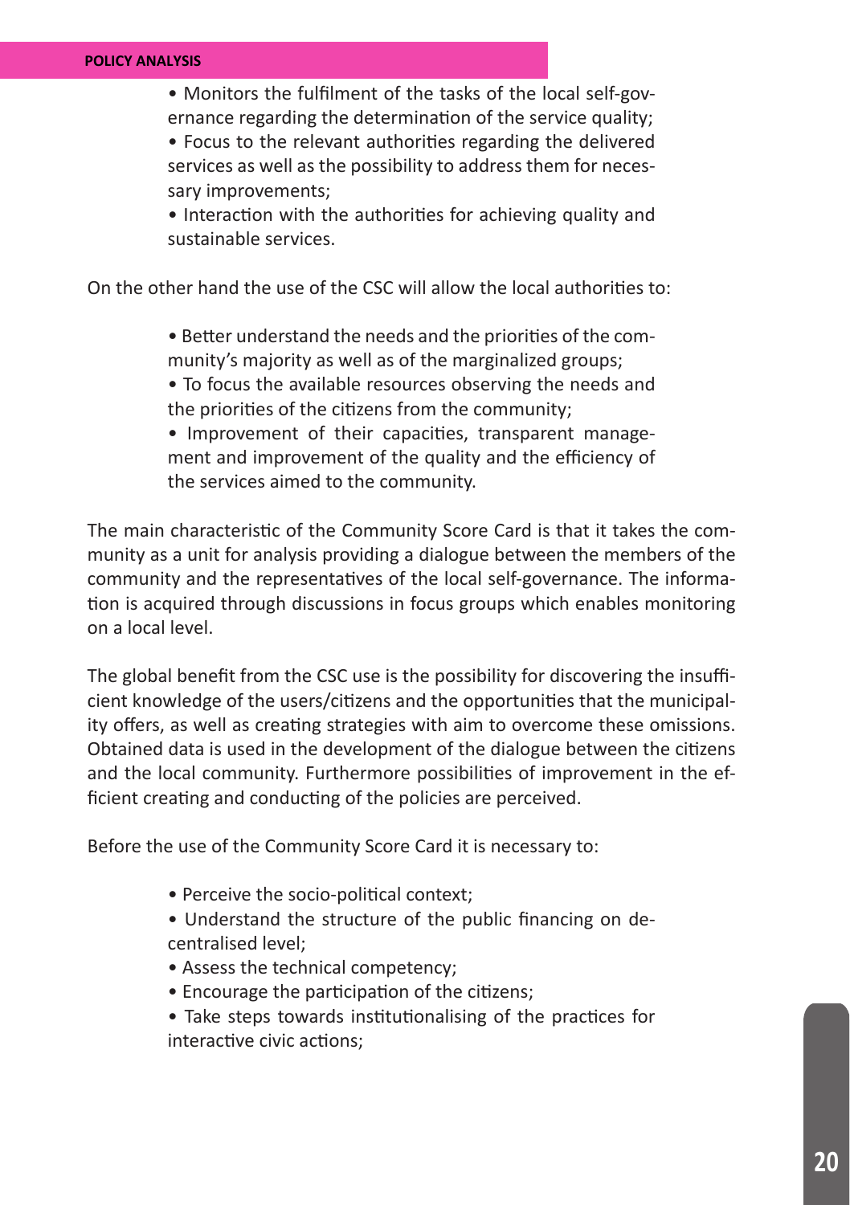- Monitors the fulfilment of the tasks of the local self-governance regarding the determination of the service quality;
- Focus to the relevant authorities regarding the delivered services as well as the possibility to address them for necessary improvements;
- Interaction with the authorities for achieving quality and sustainable services.

On the other hand the use of the CSC will allow the local authorities to:

- Better understand the needs and the priorities of the community's majority as well as of the marginalized groups;
- To focus the available resources observing the needs and the priorities of the citizens from the community;
- Improvement of their capacities, transparent management and improvement of the quality and the efficiency of the services aimed to the community.

The main characteristic of the Community Score Card is that it takes the community as a unit for analysis providing a dialogue between the members of the community and the representatives of the local self-governance. The information is acquired through discussions in focus groups which enables monitoring on a local level.

The global benefit from the CSC use is the possibility for discovering the insufficient knowledge of the users/citizens and the opportunities that the municipality offers, as well as creating strategies with aim to overcome these omissions. Obtained data is used in the development of the dialogue between the citizens and the local community. Furthermore possibilities of improvement in the efficient creating and conducting of the policies are perceived.

Before the use of the Community Score Card it is necessary to:

- Perceive the socio-political context;
- Understand the structure of the public financing on decentralised level;
- Assess the technical competency;
- Encourage the participation of the citizens;
- Take steps towards institutionalising of the practices for interactive civic actions;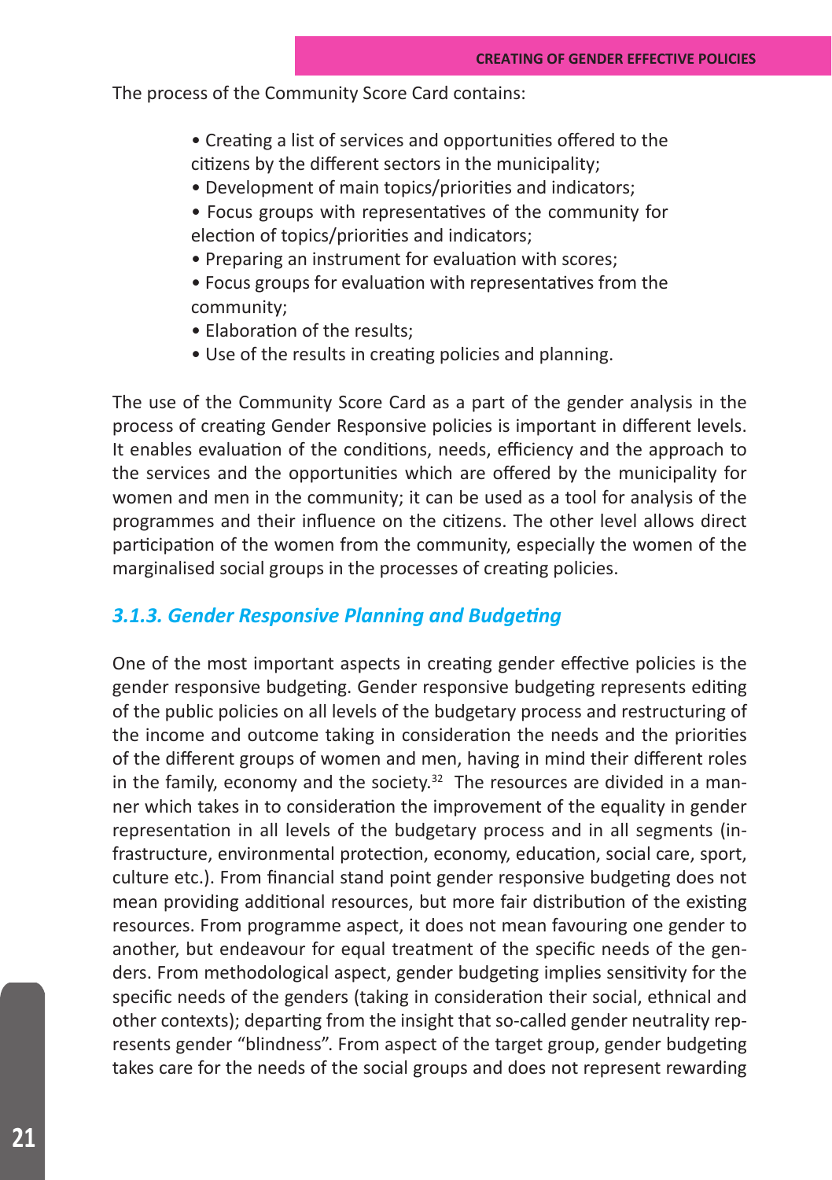The process of the Community Score Card contains:

- Creating a list of services and opportunities offered to the citizens by the different sectors in the municipality;
- Development of main topics/priorities and indicators;
- Focus groups with representatives of the community for election of topics/priorities and indicators;
- Preparing an instrument for evaluation with scores;
- Focus groups for evaluation with representatives from the community;
- Elaboration of the results;
- Use of the results in creating policies and planning.

The use of the Community Score Card as a part of the gender analysis in the process of creating Gender Responsive policies is important in different levels. It enables evaluation of the conditions, needs, efficiency and the approach to the services and the opportunities which are offered by the municipality for women and men in the community; it can be used as a tool for analysis of the programmes and their influence on the citizens. The other level allows direct participation of the women from the community, especially the women of the marginalised social groups in the processes of creating policies.

### *3.1.3. Gender Responsive Planning and Budgeting*

One of the most important aspects in creating gender effective policies is the gender responsive budgeting. Gender responsive budgeting represents editing of the public policies on all levels of the budgetary process and restructuring of the income and outcome taking in consideration the needs and the priorities of the different groups of women and men, having in mind their different roles in the family, economy and the society.[32] The resources are divided in a manner which takes in to consideration the improvement of the equality in gender representation in all levels of the budgetary process and in all segments (infrastructure, environmental protection, economy, education, social care, sport, culture etc.). From financial stand point gender responsive budgeting does not mean providing additional resources, but more fair distribution of the existing resources. From programme aspect, it does not mean favouring one gender to another, but endeavour for equal treatment of the specific needs of the genders. From methodological aspect, gender budgeting implies sensitivity for the specific needs of the genders (taking in consideration their social, ethnical and other contexts); departing from the insight that so-called gender neutrality represents gender "blindness". From aspect of the target group, gender budgeting takes care for the needs of the social groups and does not represent rewarding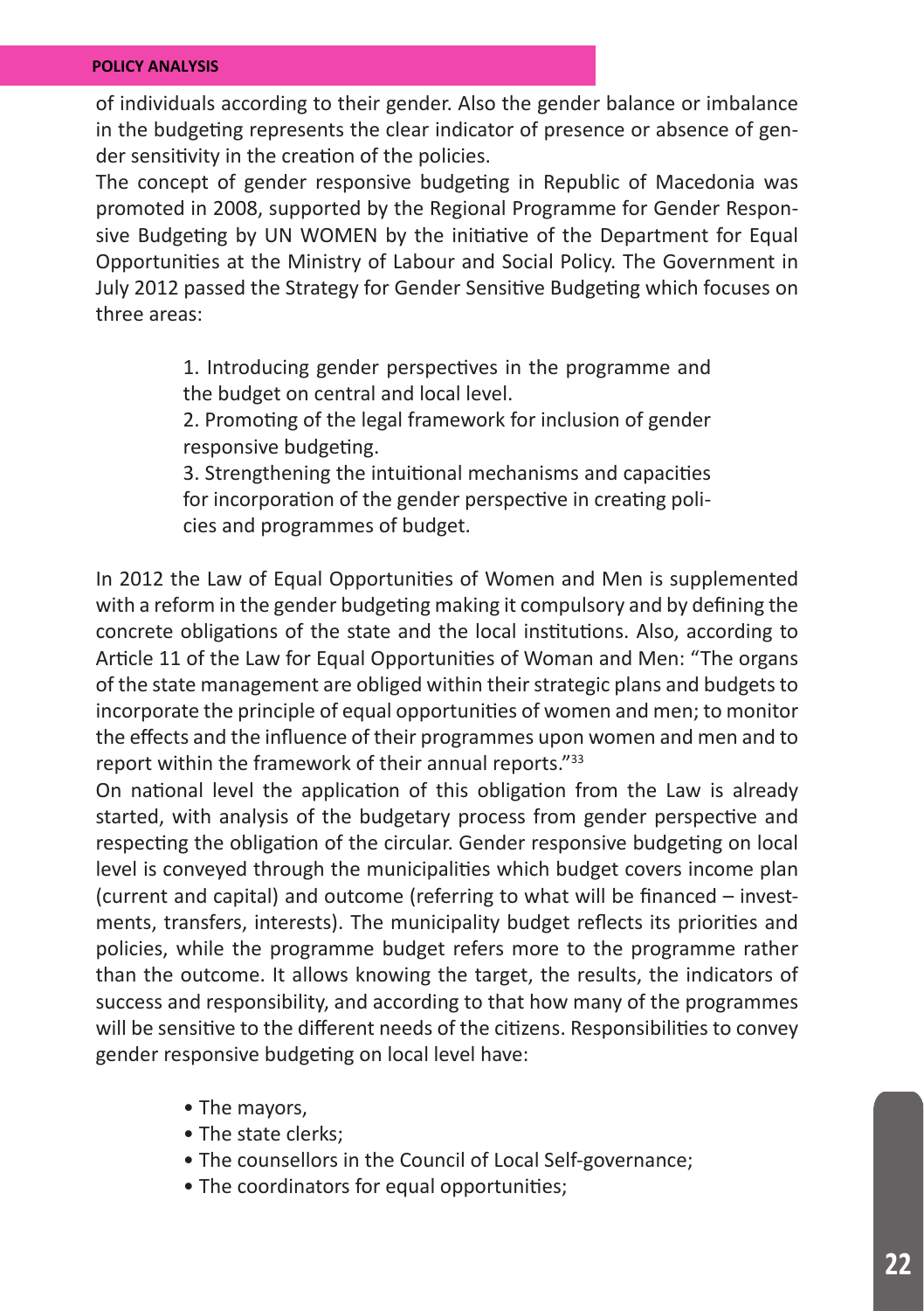of individuals according to their gender. Also the gender balance or imbalance in the budgeting represents the clear indicator of presence or absence of gender sensitivity in the creation of the policies.

The concept of gender responsive budgeting in Republic of Macedonia was promoted in 2008, supported by the Regional Programme for Gender Responsive Budgeting by UN WOMEN by the initiative of the Department for Equal Opportunities at the Ministry of Labour and Social Policy. The Government in July 2012 passed the Strategy for Gender Sensitive Budgeting which focuses on three areas:

1. Introducing gender perspectives in the programme and the budget on central and local level.
2. Promoting of the legal framework for inclusion of gender responsive budgeting.
3. Strengthening the intuitional mechanisms and capacities for incorporation of the gender perspective in creating policies and programmes of budget.

In 2012 the Law of Equal Opportunities of Women and Men is supplemented with a reform in the gender budgeting making it compulsory and by defining the concrete obligations of the state and the local institutions. Also, according to Article 11 of the Law for Equal Opportunities of Woman and Men: "The organs of the state management are obliged within their strategic plans and budgets to incorporate the principle of equal opportunities of women and men; to monitor the effects and the influence of their programmes upon women and men and to report within the framework of their annual reports."[33]

On national level the application of this obligation from the Law is already started, with analysis of the budgetary process from gender perspective and respecting the obligation of the circular. Gender responsive budgeting on local level is conveyed through the municipalities which budget covers income plan (current and capital) and outcome (referring to what will be financed – investments, transfers, interests). The municipality budget reflects its priorities and policies, while the programme budget refers more to the programme rather than the outcome. It allows knowing the target, the results, the indicators of success and responsibility, and according to that how many of the programmes will be sensitive to the different needs of the citizens. Responsibilities to convey gender responsive budgeting on local level have:

- The mayors,
- The state clerks;
- The counsellors in the Council of Local Self-governance;
- The coordinators for equal opportunities;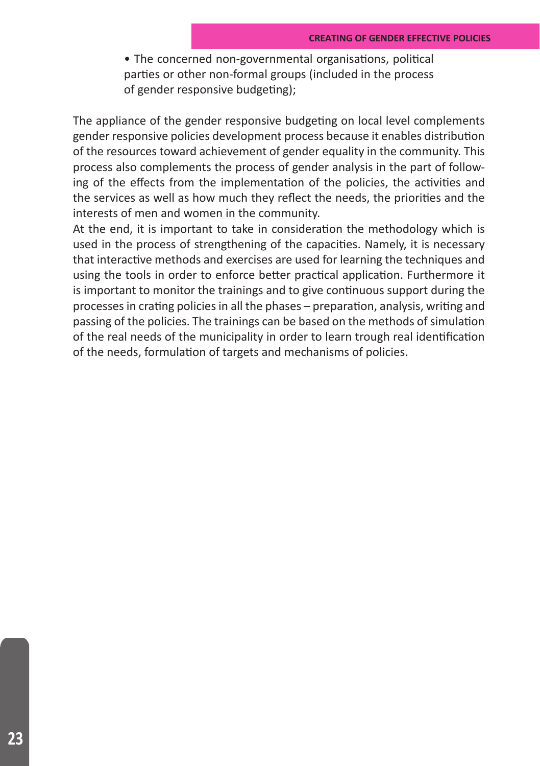- The concerned non-governmental organisations, political parties or other non-formal groups (included in the process of gender responsive budgeting);

The appliance of the gender responsive budgeting on local level complements gender responsive policies development process because it enables distribution of the resources toward achievement of gender equality in the community. This process also complements the process of gender analysis in the part of following of the effects from the implementation of the policies, the activities and the services as well as how much they reflect the needs, the priorities and the interests of men and women in the community.

At the end, it is important to take in consideration the methodology which is used in the process of strengthening of the capacities. Namely, it is necessary that interactive methods and exercises are used for learning the techniques and using the tools in order to enforce better practical application. Furthermore it is important to monitor the trainings and to give continuous support during the processes in crating policies in all the phases – preparation, analysis, writing and passing of the policies. The trainings can be based on the methods of simulation of the real needs of the municipality in order to learn trough real identification of the needs, formulation of targets and mechanisms of policies.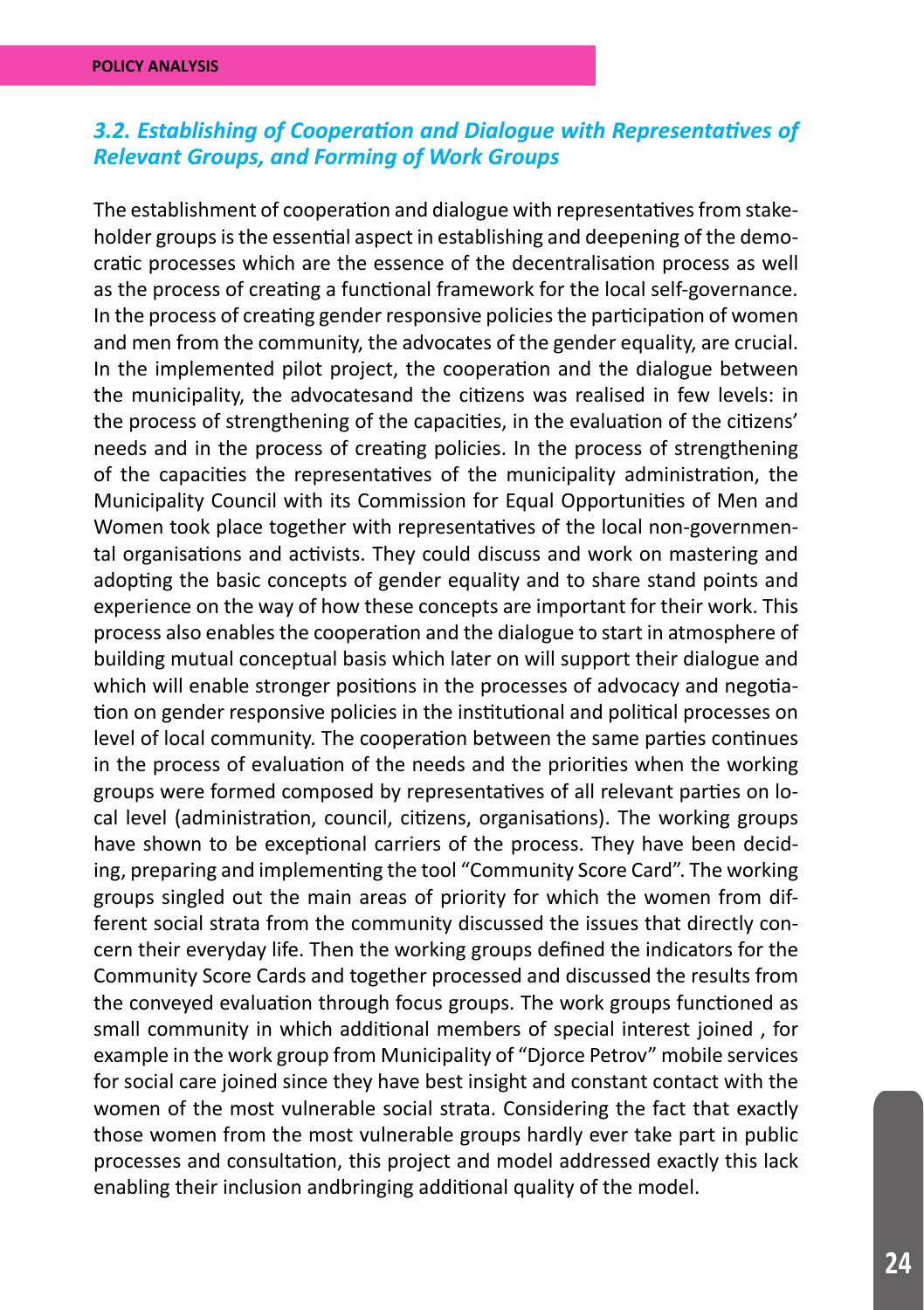### *3.2. Establishing of Cooperation and Dialogue with Representatives of Relevant Groups, and Forming of Work Groups*

The establishment of cooperation and dialogue with representatives from stakeholder groups is the essential aspect in establishing and deepening of the democratic processes which are the essence of the decentralisation process as well as the process of creating a functional framework for the local self-governance. In the process of creating gender responsive policies the participation of women and men from the community, the advocates of the gender equality, are crucial. In the implemented pilot project, the cooperation and the dialogue between the municipality, the advocatesand the citizens was realised in few levels: in the process of strengthening of the capacities, in the evaluation of the citizens' needs and in the process of creating policies. In the process of strengthening of the capacities the representatives of the municipality administration, the Municipality Council with its Commission for Equal Opportunities of Men and Women took place together with representatives of the local non-governmental organisations and activists. They could discuss and work on mastering and adopting the basic concepts of gender equality and to share stand points and experience on the way of how these concepts are important for their work. This process also enables the cooperation and the dialogue to start in atmosphere of building mutual conceptual basis which later on will support their dialogue and which will enable stronger positions in the processes of advocacy and negotiation on gender responsive policies in the institutional and political processes on level of local community. The cooperation between the same parties continues in the process of evaluation of the needs and the priorities when the working groups were formed composed by representatives of all relevant parties on local level (administration, council, citizens, organisations). The working groups have shown to be exceptional carriers of the process. They have been deciding, preparing and implementing the tool "Community Score Card". The working groups singled out the main areas of priority for which the women from different social strata from the community discussed the issues that directly concern their everyday life. Then the working groups defined the indicators for the Community Score Cards and together processed and discussed the results from the conveyed evaluation through focus groups. The work groups functioned as small community in which additional members of special interest joined , for example in the work group from Municipality of "Djorce Petrov" mobile services for social care joined since they have best insight and constant contact with the women of the most vulnerable social strata. Considering the fact that exactly those women from the most vulnerable groups hardly ever take part in public processes and consultation, this project and model addressed exactly this lack enabling their inclusion andbringing additional quality of the model.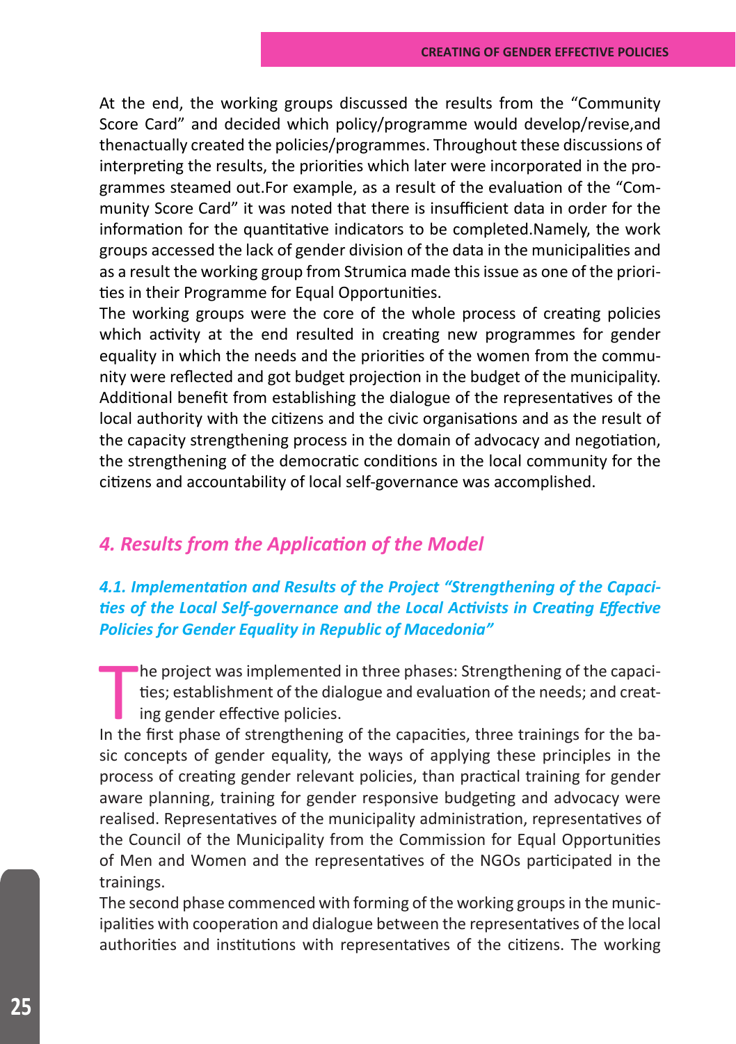At the end, the working groups discussed the results from the "Community Score Card" and decided which policy/programme would develop/revise,and thenactually created the policies/programmes. Throughout these discussions of interpreting the results, the priorities which later were incorporated in the programmes steamed out.For example, as a result of the evaluation of the "Community Score Card" it was noted that there is insufficient data in order for the information for the quantitative indicators to be completed.Namely, the work groups accessed the lack of gender division of the data in the municipalities and as a result the working group from Strumica made this issue as one of the priorities in their Programme for Equal Opportunities.

The working groups were the core of the whole process of creating policies which activity at the end resulted in creating new programmes for gender equality in which the needs and the priorities of the women from the community were reflected and got budget projection in the budget of the municipality. Additional benefit from establishing the dialogue of the representatives of the local authority with the citizens and the civic organisations and as the result of the capacity strengthening process in the domain of advocacy and negotiation, the strengthening of the democratic conditions in the local community for the citizens and accountability of local self-governance was accomplished.

## *4. Results from the Application of the Model*

### *4.1. Implementation and Results of the Project "Strengthening of the Capacities of the Local Self-governance and the Local Activists in Creating Effective Policies for Gender Equality in Republic of Macedonia"*

The project was implemented in three phases: Strengthening of the capacities; establishment of the dialogue and evaluation of the needs; and creating gender effective policies.

In the first phase of strengthening of the capacities, three trainings for the basic concepts of gender equality, the ways of applying these principles in the process of creating gender relevant policies, than practical training for gender aware planning, training for gender responsive budgeting and advocacy were realised. Representatives of the municipality administration, representatives of the Council of the Municipality from the Commission for Equal Opportunities of Men and Women and the representatives of the NGOs participated in the trainings.

The second phase commenced with forming of the working groups in the municipalities with cooperation and dialogue between the representatives of the local authorities and institutions with representatives of the citizens. The working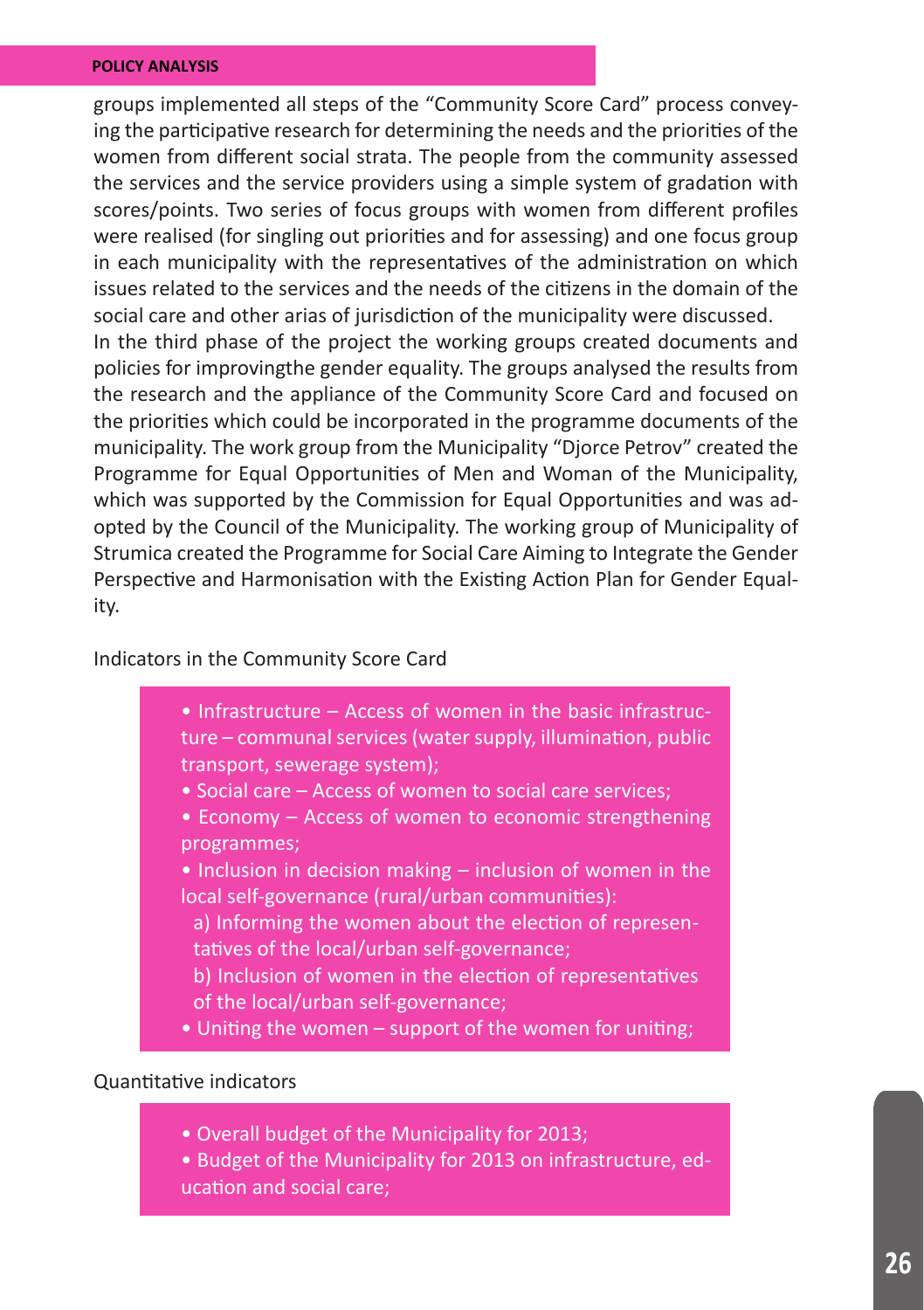groups implemented all steps of the "Community Score Card" process conveying the participative research for determining the needs and the priorities of the women from different social strata. The people from the community assessed the services and the service providers using a simple system of gradation with scores/points. Two series of focus groups with women from different profiles were realised (for singling out priorities and for assessing) and one focus group in each municipality with the representatives of the administration on which issues related to the services and the needs of the citizens in the domain of the social care and other arias of jurisdiction of the municipality were discussed.

In the third phase of the project the working groups created documents and policies for improvingthe gender equality. The groups analysed the results from the research and the appliance of the Community Score Card and focused on the priorities which could be incorporated in the programme documents of the municipality. The work group from the Municipality "Djorce Petrov" created the Programme for Equal Opportunities of Men and Woman of the Municipality, which was supported by the Commission for Equal Opportunities and was adopted by the Council of the Municipality. The working group of Municipality of Strumica created the Programme for Social Care Aiming to Integrate the Gender Perspective and Harmonisation with the Existing Action Plan for Gender Equality.

Indicators in the Community Score Card

- Infrastructure – Access of women in the basic infrastructure – communal services (water supply, illumination, public transport, sewerage system);
- Social care – Access of women to social care services;
- Economy – Access of women to economic strengthening programmes;
- Inclusion in decision making – inclusion of women in the local self-governance (rural/urban communities):
  - a) Informing the women about the election of representatives of the local/urban self-governance;
  - b) Inclusion of women in the election of representatives of the local/urban self-governance;
- Uniting the women – support of the women for uniting;

Quantitative indicators

- Overall budget of the Municipality for 2013;
- Budget of the Municipality for 2013 on infrastructure, education and social care;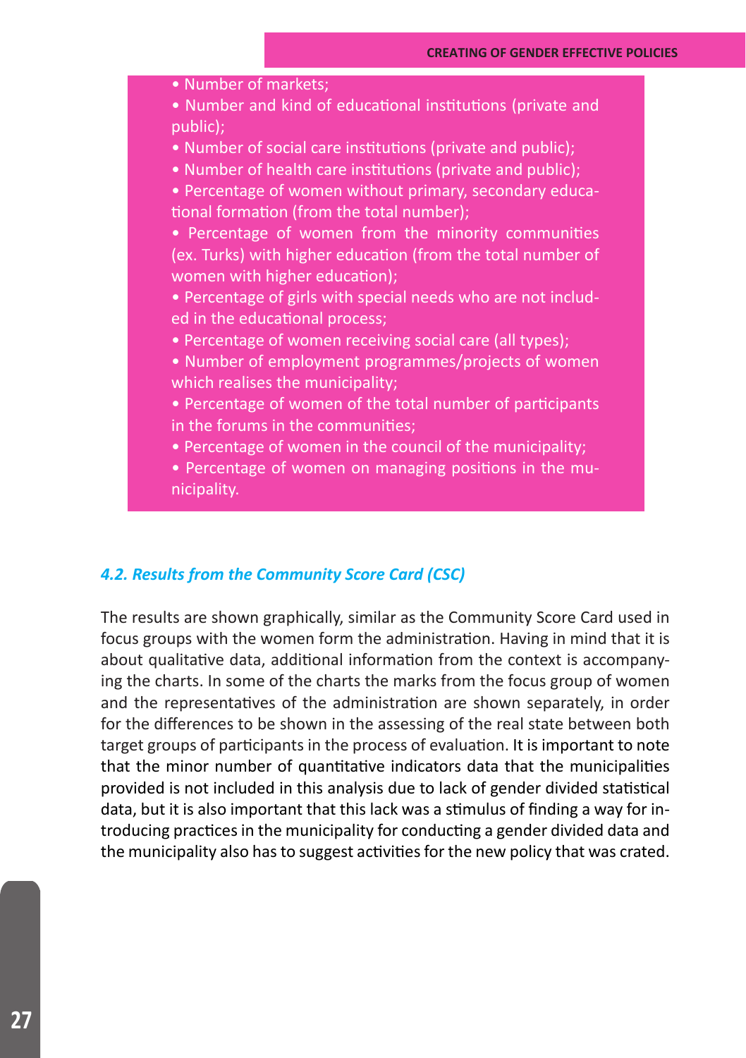- Number of markets;
- Number and kind of educational institutions (private and public);
- Number of social care institutions (private and public);
- Number of health care institutions (private and public);
- Percentage of women without primary, secondary educational formation (from the total number);
- Percentage of women from the minority communities (ex. Turks) with higher education (from the total number of women with higher education);
- Percentage of girls with special needs who are not included in the educational process;
- Percentage of women receiving social care (all types);
- Number of employment programmes/projects of women which realises the municipality;
- Percentage of women of the total number of participants in the forums in the communities;
- Percentage of women in the council of the municipality;
- Percentage of women on managing positions in the municipality.

### *4.2. Results from the Community Score Card (CSC)*

The results are shown graphically, similar as the Community Score Card used in focus groups with the women form the administration. Having in mind that it is about qualitative data, additional information from the context is accompanying the charts. In some of the charts the marks from the focus group of women and the representatives of the administration are shown separately, in order for the differences to be shown in the assessing of the real state between both target groups of participants in the process of evaluation. It is important to note that the minor number of quantitative indicators data that the municipalities provided is not included in this analysis due to lack of gender divided statistical data, but it is also important that this lack was a stimulus of finding a way for introducing practices in the municipality for conducting a gender divided data and the municipality also has to suggest activities for the new policy that was crated.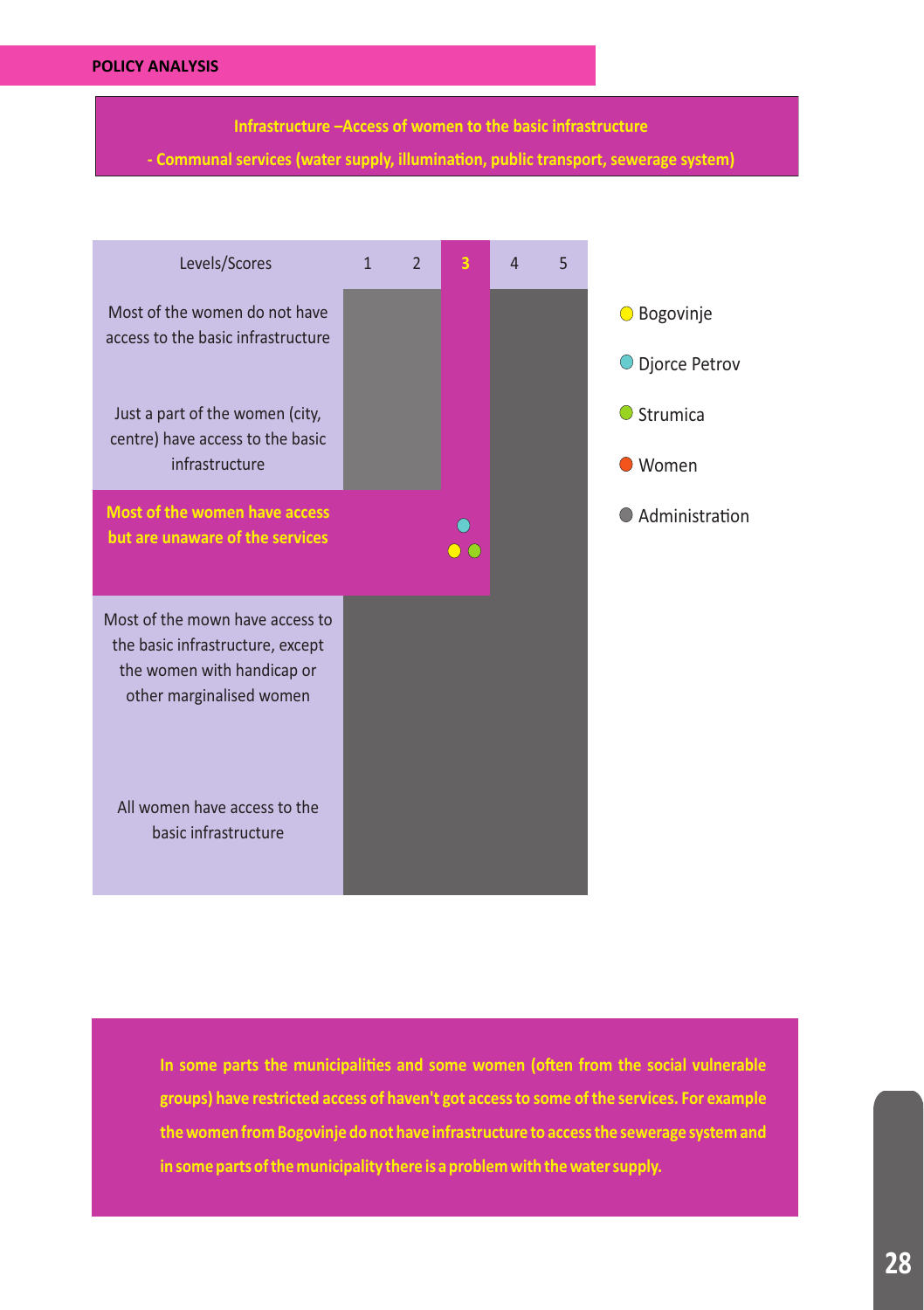**Infrastructure –Access of women to the basic infrastructure**

**- Communal services (water supply, illumination, public transport, sewerage system)**

| Levels/Scores | 1 | 2 | 3 | 4 | 5 |
|---|---|---|---|---|---|
| Most of the women do not have access to the basic infrastructure | | | | | |
| Just a part of the women (city, centre) have access to the basic infrastructure | | | | | |
| **Most of the women have access but are unaware of the services** | | | Djorce Petrov, Bogovinje, Strumica | | |
| Most of the mown have access to the basic infrastructure, except the women with handicap or other marginalised women | | | | | |
| All women have access to the basic infrastructure | | | | | |

- Bogovinje
- Djorce Petrov
- Strumica
- Women
- Administration

**In some parts the municipalities and some women (often from the social vulnerable groups) have restricted access of haven't got access to some of the services. For example the women from Bogovinje do not have infrastructure to access the sewerage system and in some parts of the municipality there is a problem with the water supply.**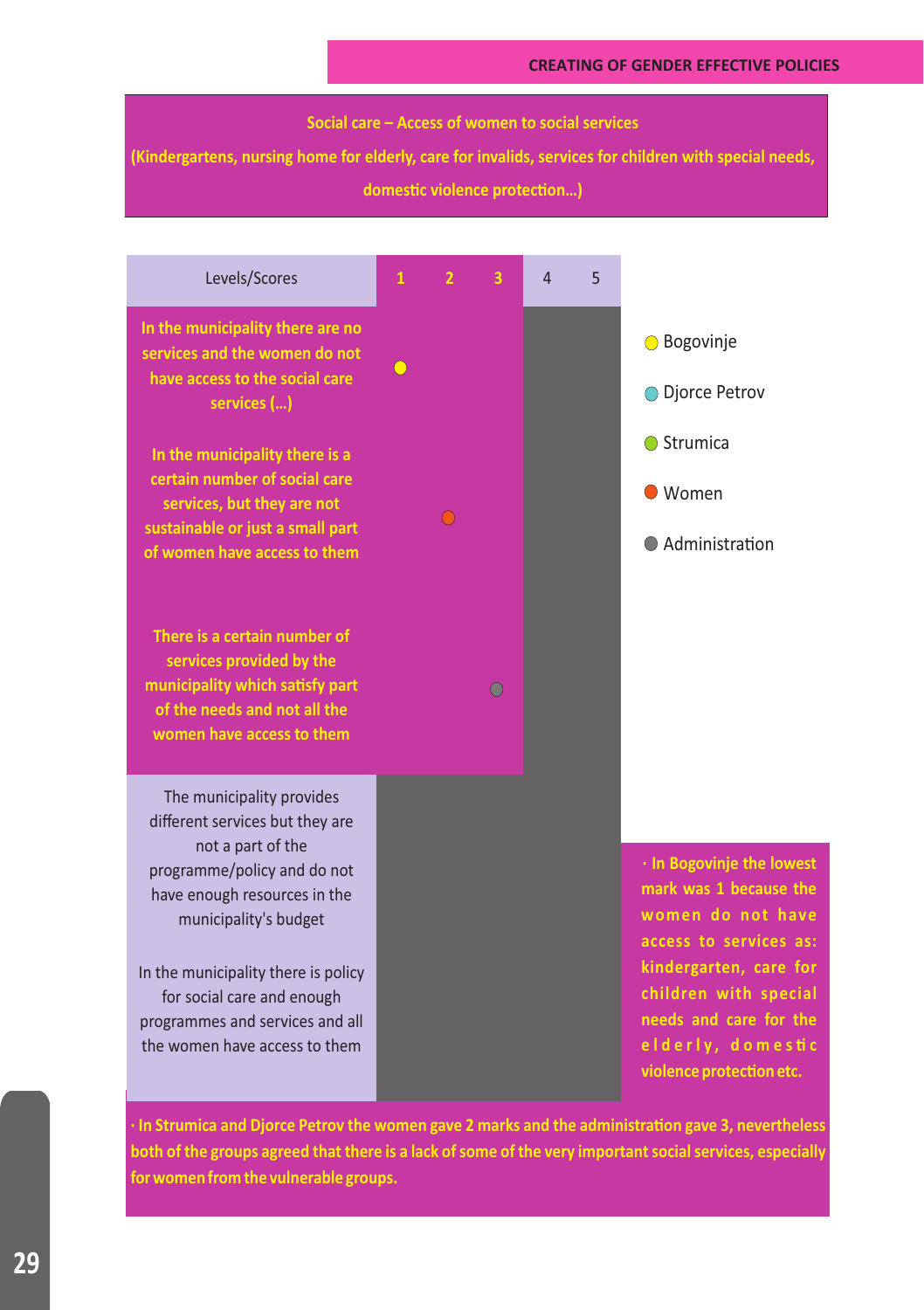## Social care – Access of women to social services

(Kindergartens, nursing home for elderly, care for invalids, services for children with special needs, domestic violence protection...)

| Levels/Scores | 1 | 2 | 3 | 4 | 5 |
|---|---|---|---|---|---|
| In the municipality there are no services and the women do not have access to the social care services (...) | Bogovinje | | | | |
| In the municipality there is a certain number of social care services, but they are not sustainable or just a small part of women have access to them | | Women | | | |
| There is a certain number of services provided by the municipality which satisfy part of the needs and not all the women have access to them | | | Administration | | |
| The municipality provides different services but they are not a part of the programme/policy and do not have enough resources in the municipality's budget | | | | | |
| In the municipality there is policy for social care and enough programmes and services and all the women have access to them | | | | | |

Legend: Bogovinje, Djorce Petrov, Strumica, Women, Administration

· In Bogovinje the lowest mark was 1 because the women do not have access to services as: kindergarten, care for children with special needs and care for the elderly, domestic violence protection etc.

· In Strumica and Djorce Petrov the women gave 2 marks and the administration gave 3, nevertheless both of the groups agreed that there is a lack of some of the very important social services, especially for women from the vulnerable groups.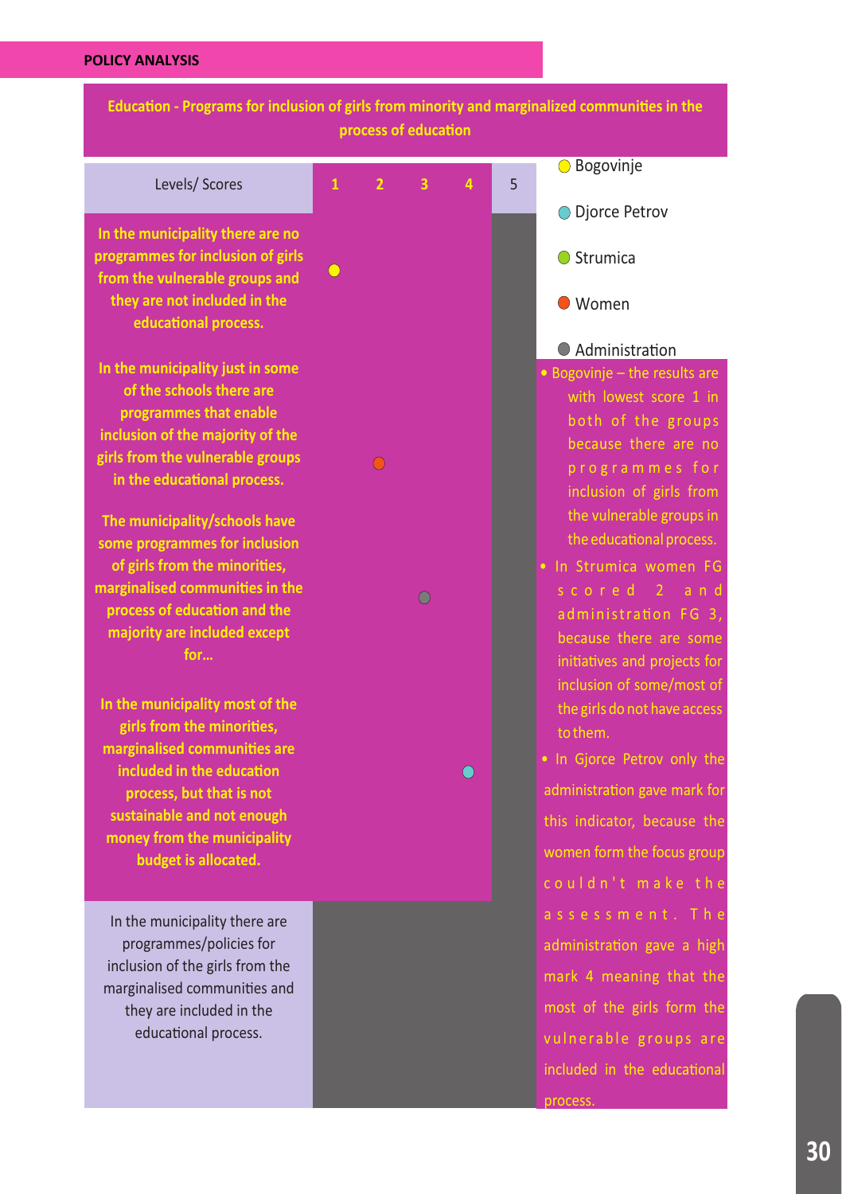POLICY ANALYSIS

## Education - Programs for inclusion of girls from minority and marginalized communities in the process of education

| Levels/ Scores | 1 | 2 | 3 | 4 | 5 |
|---|---|---|---|---|---|
| In the municipality there are no programmes for inclusion of girls from the vulnerable groups and they are not included in the educational process. | Bogovinje | | | | |
| In the municipality just in some of the schools there are programmes that enable inclusion of the majority of the girls from the vulnerable groups in the educational process. | | Women | | | |
| The municipality/schools have some programmes for inclusion of girls from the minorities, marginalised communities in the process of education and the majority are included except for... | | | Administration | | |
| In the municipality most of the girls from the minorities, marginalised communities are included in the education process, but that is not sustainable and not enough money from the municipality budget is allocated. | | | | Djorce Petrov | |
| In the municipality there are programmes/policies for inclusion of the girls from the marginalised communities and they are included in the educational process. | | | | | |

Legend: Bogovinje, Djorce Petrov, Strumica, Women, Administration

- Bogovinje – the results are with lowest score 1 in both of the groups because there are no programmes for inclusion of girls from the vulnerable groups in the educational process.
- In Strumica women FG scored 2 and administration FG 3, because there are some initiatives and projects for inclusion of some/most of the girls do not have access to them.
- In Gjorce Petrov only the administration gave mark for this indicator, because the women form the focus group couldn't make the assessment. The administration gave a high mark 4 meaning that the most of the girls form the vulnerable groups are included in the educational process.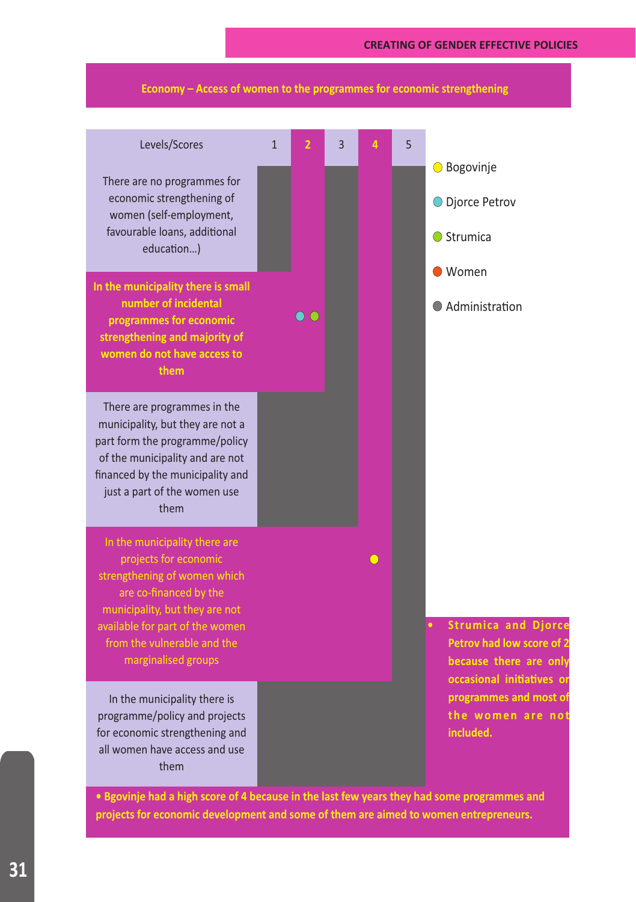## Economy – Access of women to the programmes for economic strengthening

| Levels/Scores | 1 | 2 | 3 | 4 | 5 |
|---|---|---|---|---|---|
| There are no programmes for economic strengthening of women (self-employment, favourable loans, additional education...) | | | | | |
| **In the municipality there is small number of incidental programmes for economic strengthening and majority of women do not have access to them** | | Djorce Petrov, Strumica | | | |
| There are programmes in the municipality, but they are not a part form the programme/policy of the municipality and are not financed by the municipality and just a part of the women use them | | | | | |
| In the municipality there are projects for economic strengthening of women which are co-financed by the municipality, but they are not available for part of the women from the vulnerable and the marginalised groups | | | | Bogovinje | |
| In the municipality there is programme/policy and projects for economic strengthening and all women have access and use them | | | | | |

Legend: Bogovinje, Djorce Petrov, Strumica, Women, Administration

- **Strumica and Djorce Petrov had low score of 2 because there are only occasional initiatives or programmes and most of the women are not included.**

- **Bgovinje had a high score of 4 because in the last few years they had some programmes and projects for economic development and some of them are aimed to women entrepreneurs.**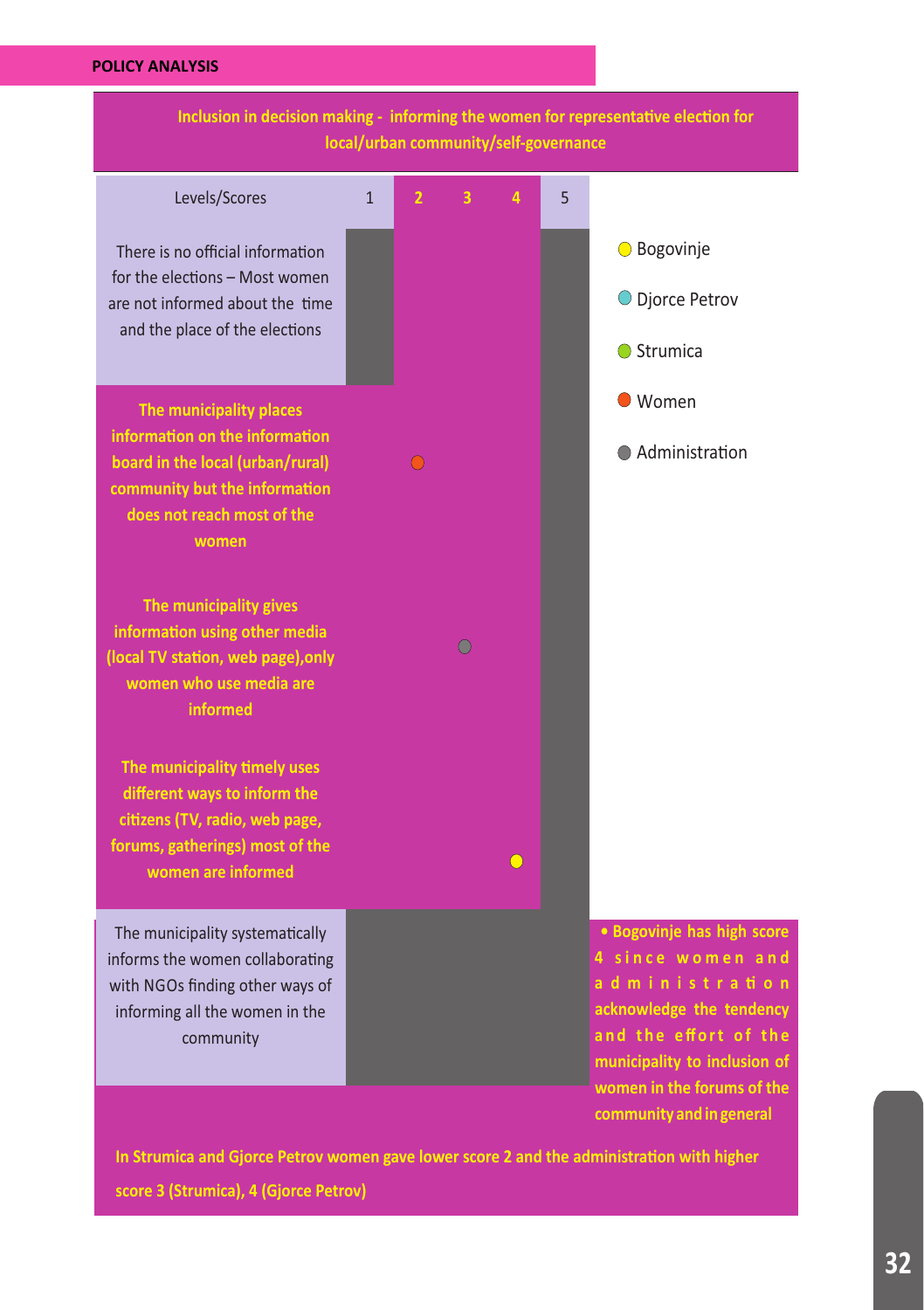POLICY ANALYSIS

## Inclusion in decision making - informing the women for representative election for local/urban community/self-governance

| Levels/Scores | 1 | 2 | 3 | 4 | 5 |
|---|---|---|---|---|---|
| There is no official information for the elections – Most women are not informed about the time and the place of the elections | | | | | |
| The municipality places information on the information board in the local (urban/rural) community but the information does not reach most of the women | | ● Women | | | |
| The municipality gives information using other media (local TV station, web page), only women who use media are informed | | | ● Administration | | |
| The municipality timely uses different ways to inform the citizens (TV, radio, web page, forums, gatherings) most of the women are informed | | | | ● Bogovinje | |
| The municipality systematically informs the women collaborating with NGOs finding other ways of informing all the women in the community | | | | | |

Legend:
- Bogovinje
- Djorce Petrov
- Strumica
- Women
- Administration

• Bogovinje has high score 4 since women and administration acknowledge the tendency and the effort of the municipality to inclusion of women in the forums of the community and in general

In Strumica and Gjorce Petrov women gave lower score 2 and the administration with higher score 3 (Strumica), 4 (Gjorce Petrov)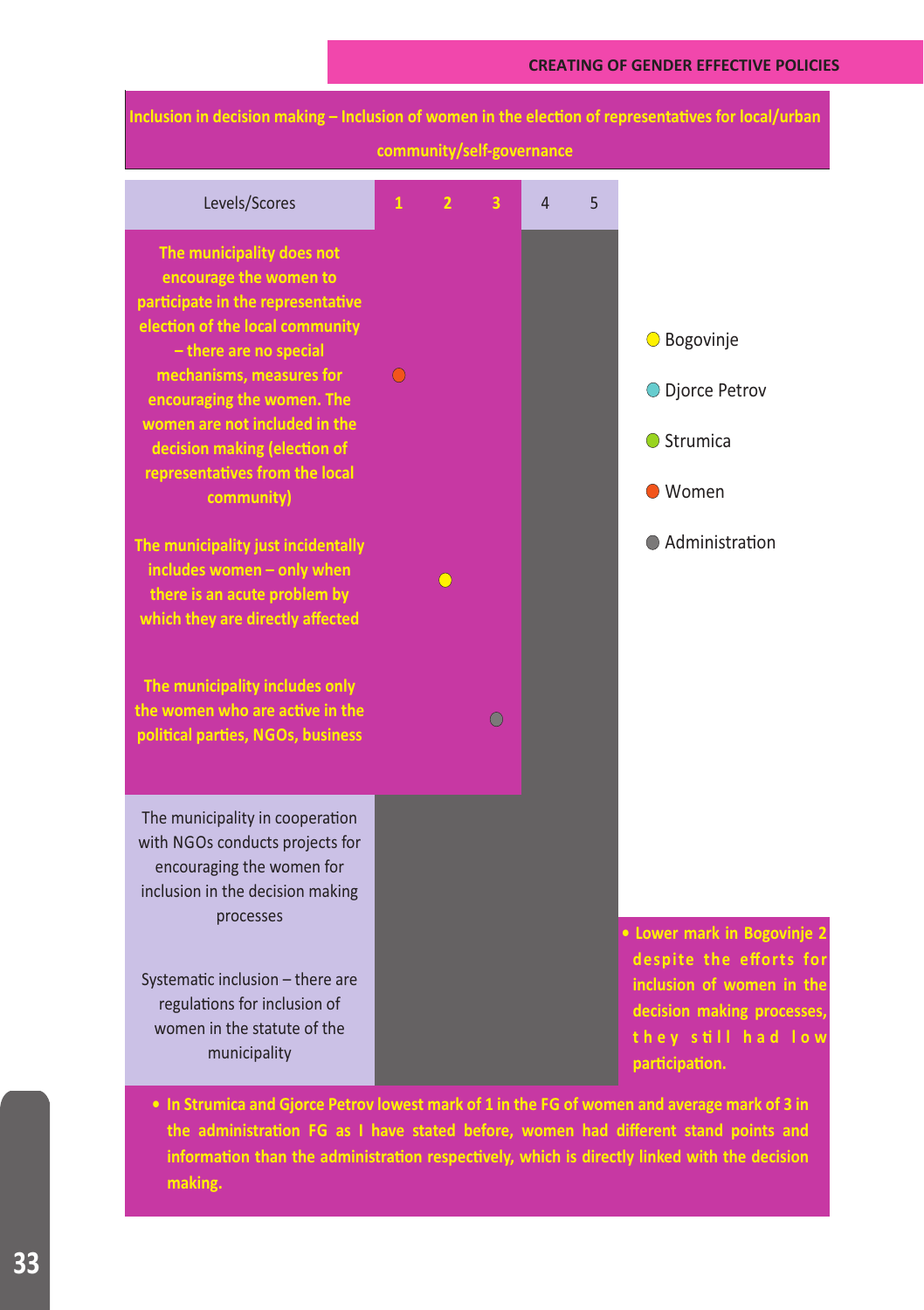## Inclusion in decision making – Inclusion of women in the election of representatives for local/urban community/self-governance

| Levels/Scores | 1 | 2 | 3 | 4 | 5 |
|---|---|---|---|---|---|
| The municipality does not encourage the women to participate in the representative election of the local community – there are no special mechanisms, measures for encouraging the women. The women are not included in the decision making (election of representatives from the local community) | Women | | | | |
| The municipality just incidentally includes women – only when there is an acute problem by which they are directly affected | | Bogovinje | | | |
| The municipality includes only the women who are active in the political parties, NGOs, business | | | Administration | | |
| The municipality in cooperation with NGOs conducts projects for encouraging the women for inclusion in the decision making processes | | | | | |
| Systematic inclusion – there are regulations for inclusion of women in the statute of the municipality | | | | | |

Legend: Bogovinje, Djorce Petrov, Strumica, Women, Administration

- Lower mark in Bogovinje 2 despite the efforts for inclusion of women in the decision making processes, they still had low participation.

- In Strumica and Gjorce Petrov lowest mark of 1 in the FG of women and average mark of 3 in the administration FG as I have stated before, women had different stand points and information than the administration respectively, which is directly linked with the decision making.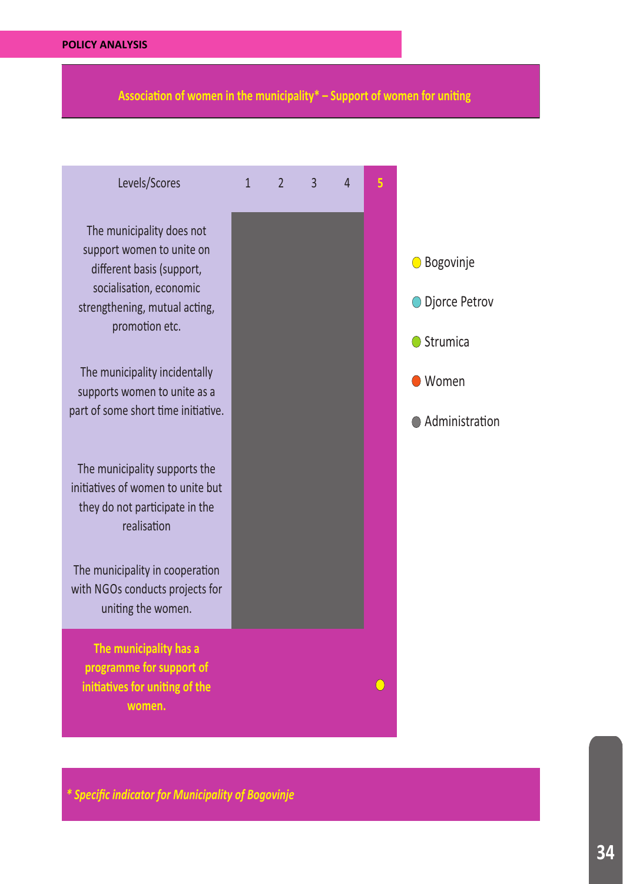## Association of women in the municipality* – Support of women for uniting

| Levels/Scores | 1 | 2 | 3 | 4 | 5 |
|---|---|---|---|---|---|
| The municipality does not support women to unite on different basis (support, socialisation, economic strengthening, mutual acting, promotion etc. | | | | | |
| The municipality incidentally supports women to unite as a part of some short time initiative. | | | | | |
| The municipality supports the initiatives of women to unite but they do not participate in the realisation | | | | | |
| The municipality in cooperation with NGOs conducts projects for uniting the women. | | | | | |
| **The municipality has a programme for support of initiatives for uniting of the women.** | | | | | ● (Bogovinje) |

Legend:
- Bogovinje
- Djorce Petrov
- Strumica
- Women
- Administration

*\* Specific indicator for Municipality of Bogovinje*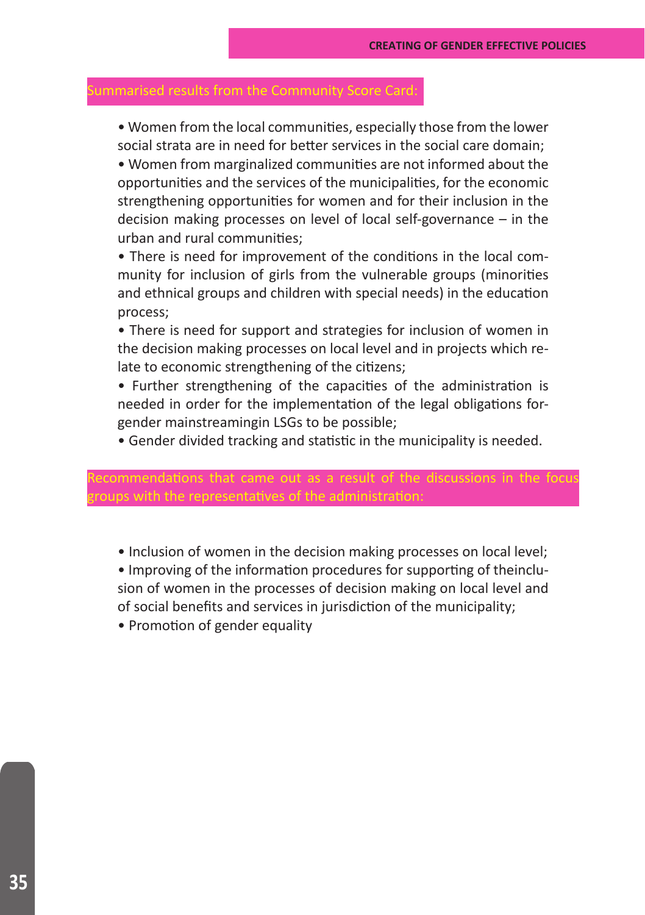### Summarised results from the Community Score Card:

- Women from the local communities, especially those from the lower social strata are in need for better services in the social care domain;
- Women from marginalized communities are not informed about the opportunities and the services of the municipalities, for the economic strengthening opportunities for women and for their inclusion in the decision making processes on level of local self-governance – in the urban and rural communities;
- There is need for improvement of the conditions in the local community for inclusion of girls from the vulnerable groups (minorities and ethnical groups and children with special needs) in the education process;
- There is need for support and strategies for inclusion of women in the decision making processes on local level and in projects which relate to economic strengthening of the citizens;
- Further strengthening of the capacities of the administration is needed in order for the implementation of the legal obligations forgender mainstreamingin LSGs to be possible;
- Gender divided tracking and statistic in the municipality is needed.

### Recommendations that came out as a result of the discussions in the focus groups with the representatives of the administration:

- Inclusion of women in the decision making processes on local level;
- Improving of the information procedures for supporting of theinclusion of women in the processes of decision making on local level and of social benefits and services in jurisdiction of the municipality;
- Promotion of gender equality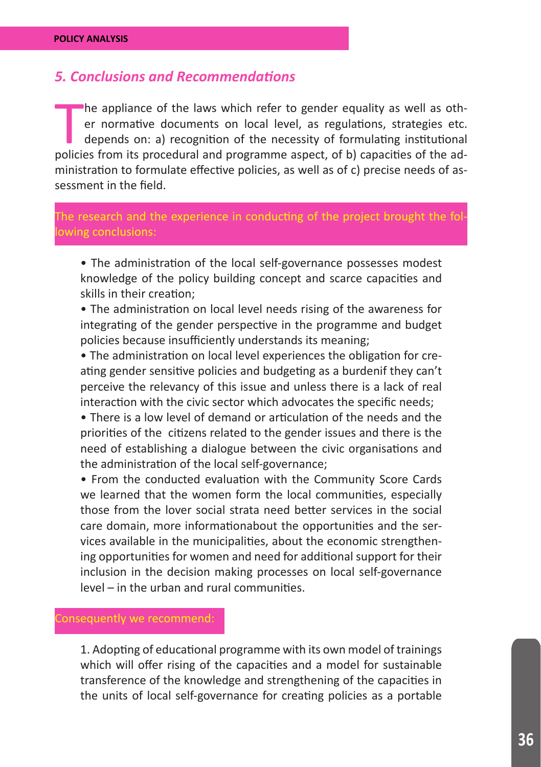## *5. Conclusions and Recommendations*

The appliance of the laws which refer to gender equality as well as other normative documents on local level, as regulations, strategies etc. depends on: a) recognition of the necessity of formulating institutional policies from its procedural and programme aspect, of b) capacities of the administration to formulate effective policies, as well as of c) precise needs of assessment in the field.

The research and the experience in conducting of the project brought the following conclusions:

- The administration of the local self-governance possesses modest knowledge of the policy building concept and scarce capacities and skills in their creation;
- The administration on local level needs rising of the awareness for integrating of the gender perspective in the programme and budget policies because insufficiently understands its meaning;
- The administration on local level experiences the obligation for creating gender sensitive policies and budgeting as a burdenif they can't perceive the relevancy of this issue and unless there is a lack of real interaction with the civic sector which advocates the specific needs;
- There is a low level of demand or articulation of the needs and the priorities of the citizens related to the gender issues and there is the need of establishing a dialogue between the civic organisations and the administration of the local self-governance;
- From the conducted evaluation with the Community Score Cards we learned that the women form the local communities, especially those from the lover social strata need better services in the social care domain, more informationabout the opportunities and the services available in the municipalities, about the economic strengthening opportunities for women and need for additional support for their inclusion in the decision making processes on local self-governance level – in the urban and rural communities.

Consequently we recommend:

1. Adopting of educational programme with its own model of trainings which will offer rising of the capacities and a model for sustainable transference of the knowledge and strengthening of the capacities in the units of local self-governance for creating policies as a portable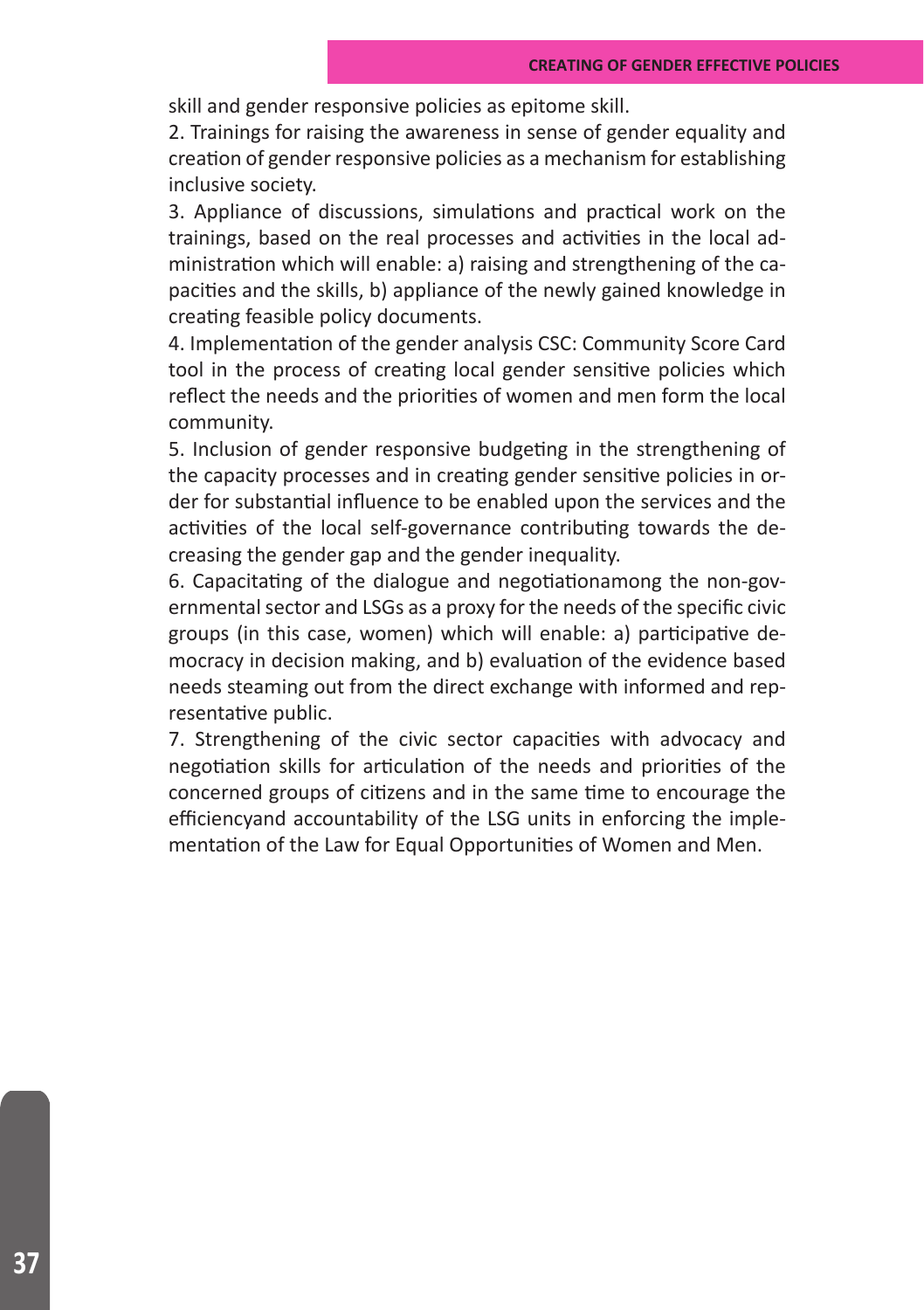skill and gender responsive policies as epitome skill.

2. Trainings for raising the awareness in sense of gender equality and creation of gender responsive policies as a mechanism for establishing inclusive society.

3. Appliance of discussions, simulations and practical work on the trainings, based on the real processes and activities in the local administration which will enable: a) raising and strengthening of the capacities and the skills, b) appliance of the newly gained knowledge in creating feasible policy documents.

4. Implementation of the gender analysis CSC: Community Score Card tool in the process of creating local gender sensitive policies which reflect the needs and the priorities of women and men form the local community.

5. Inclusion of gender responsive budgeting in the strengthening of the capacity processes and in creating gender sensitive policies in order for substantial influence to be enabled upon the services and the activities of the local self-governance contributing towards the decreasing the gender gap and the gender inequality.

6. Capacitating of the dialogue and negotiationamong the non-governmental sector and LSGs as a proxy for the needs of the specific civic groups (in this case, women) which will enable: a) participative democracy in decision making, and b) evaluation of the evidence based needs steaming out from the direct exchange with informed and representative public.

7. Strengthening of the civic sector capacities with advocacy and negotiation skills for articulation of the needs and priorities of the concerned groups of citizens and in the same time to encourage the efficiencyand accountability of the LSG units in enforcing the implementation of the Law for Equal Opportunities of Women and Men.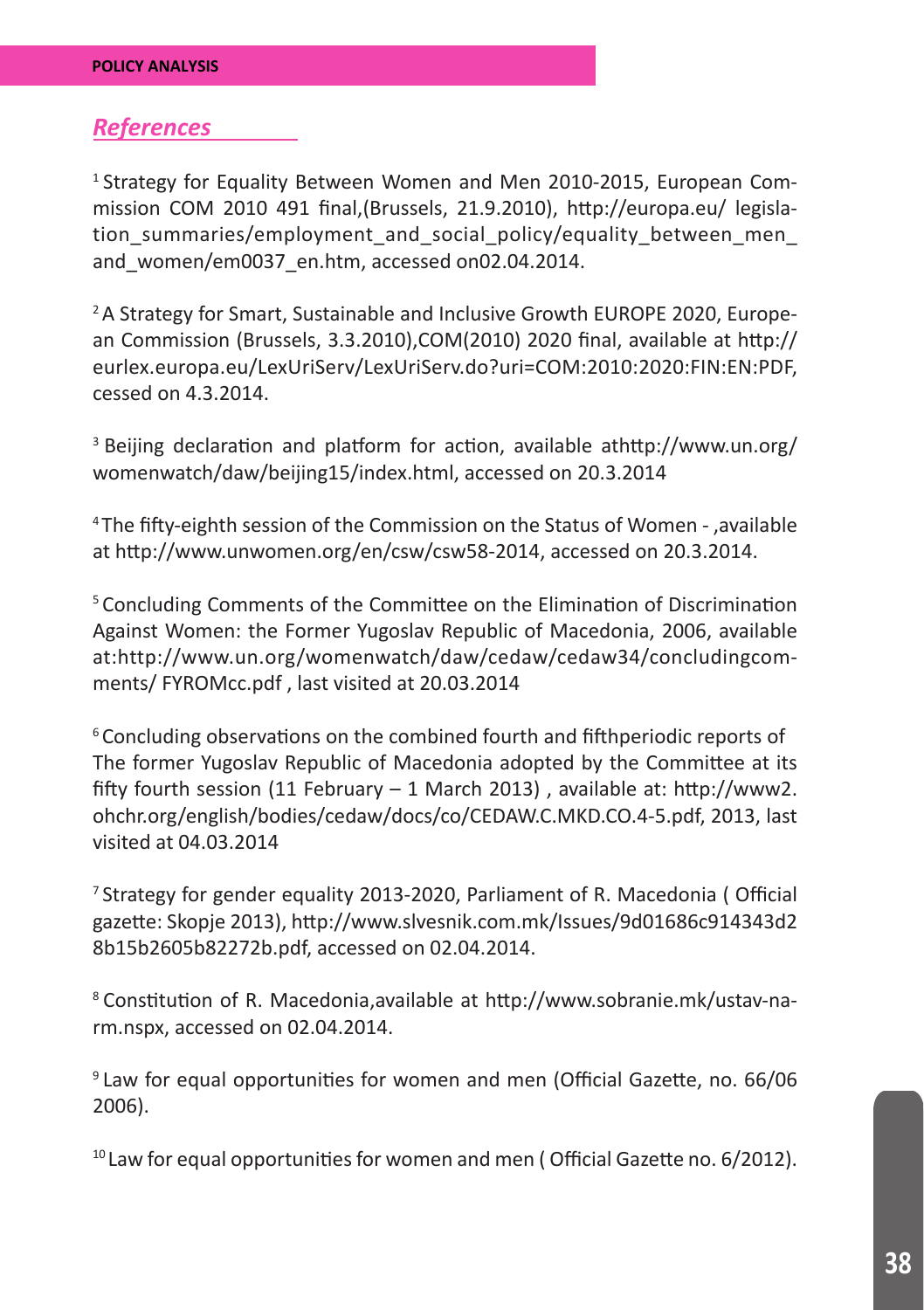## *References*

[1] Strategy for Equality Between Women and Men 2010-2015, European Commission COM 2010 491 final,(Brussels, 21.9.2010), http://europa.eu/ legislation_summaries/employment_and_social_policy/equality_between_men_and_women/em0037_en.htm, accessed on02.04.2014.

[2] A Strategy for Smart, Sustainable and Inclusive Growth EUROPE 2020, European Commission (Brussels, 3.3.2010),COM(2010) 2020 final, available at http://eurlex.europa.eu/LexUriServ/LexUriServ.do?uri=COM:2010:2020:FIN:EN:PDF, cessed on 4.3.2014.

[3] Beijing declaration and platform for action, available athttp://www.un.org/womenwatch/daw/beijing15/index.html, accessed on 20.3.2014

[4] The fifty-eighth session of the Commission on the Status of Women - ,available at http://www.unwomen.org/en/csw/csw58-2014, accessed on 20.3.2014.

[5] Concluding Comments of the Committee on the Elimination of Discrimination Against Women: the Former Yugoslav Republic of Macedonia, 2006, available at:http://www.un.org/womenwatch/daw/cedaw/cedaw34/concludingcomments/ FYROMcc.pdf , last visited at 20.03.2014

[6] Concluding observations on the combined fourth and fifthperiodic reports of The former Yugoslav Republic of Macedonia adopted by the Committee at its fifty fourth session (11 February – 1 March 2013) , available at: http://www2.ohchr.org/english/bodies/cedaw/docs/co/CEDAW.C.MKD.CO.4-5.pdf, 2013, last visited at 04.03.2014

[7] Strategy for gender equality 2013-2020, Parliament of R. Macedonia ( Official gazette: Skopje 2013), http://www.slvesnik.com.mk/Issues/9d01686c914343d28b15b2605b82272b.pdf, accessed on 02.04.2014.

[8] Constitution of R. Macedonia,available at http://www.sobranie.mk/ustav-narm.nspx, accessed on 02.04.2014.

[9] Law for equal opportunities for women and men (Official Gazette, no. 66/06 2006).

[10] Law for equal opportunities for women and men ( Official Gazette no. 6/2012).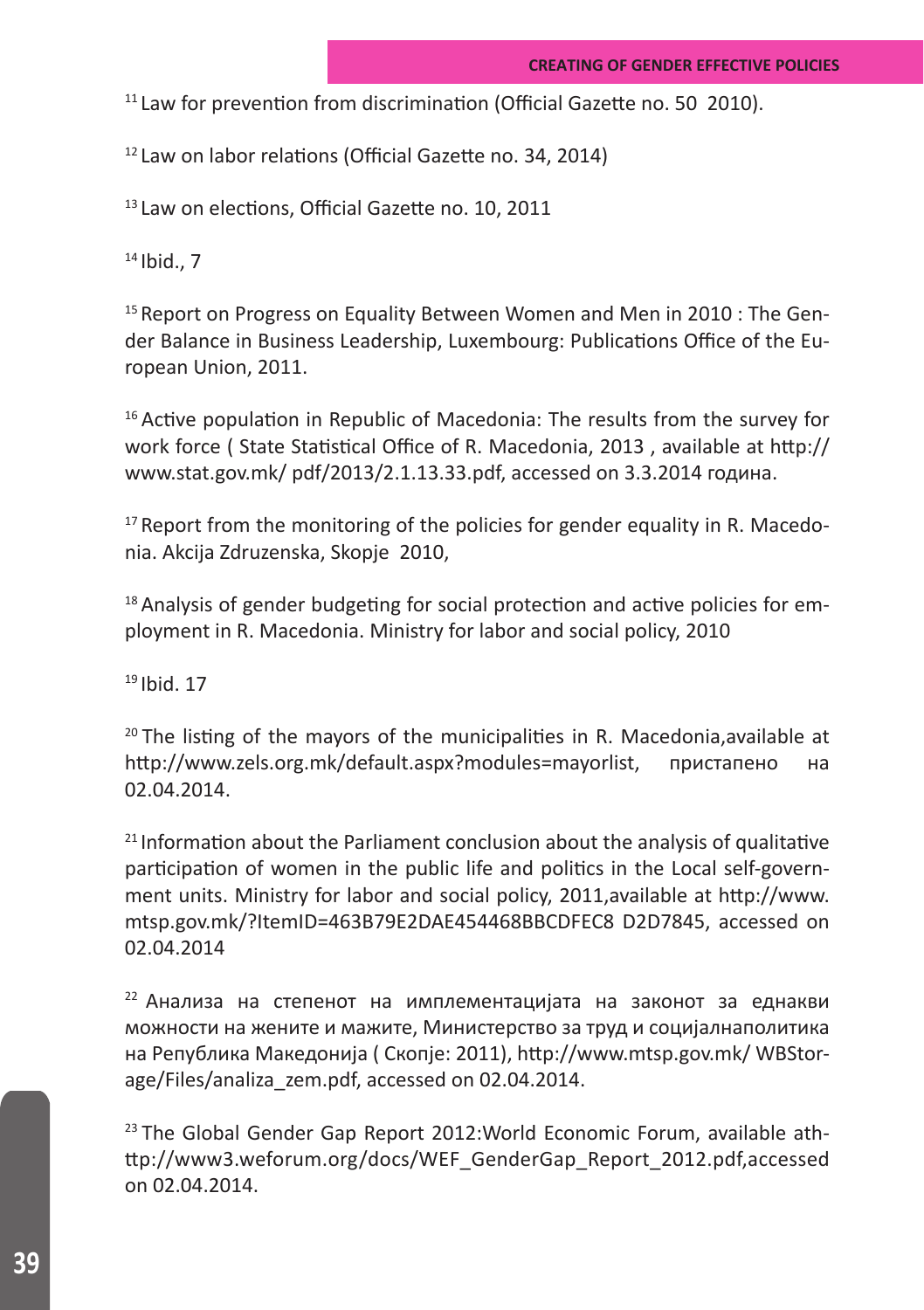[11] Law for prevention from discrimination (Official Gazette no. 50 2010).

[12] Law on labor relations (Official Gazette no. 34, 2014)

[13] Law on elections, Official Gazette no. 10, 2011

[14] Ibid., 7

[15] Report on Progress on Equality Between Women and Men in 2010 : The Gender Balance in Business Leadership, Luxembourg: Publications Office of the European Union, 2011.

[16] Active population in Republic of Macedonia: The results from the survey for work force ( State Statistical Office of R. Macedonia, 2013 , available at http://www.stat.gov.mk/ pdf/2013/2.1.13.33.pdf, accessed on 3.3.2014 година.

[17] Report from the monitoring of the policies for gender equality in R. Macedonia. Akcija Zdruzenska, Skopje 2010,

[18] Analysis of gender budgeting for social protection and active policies for employment in R. Macedonia. Ministry for labor and social policy, 2010

[19] Ibid. 17

[20] The listing of the mayors of the municipalities in R. Macedonia,available at http://www.zels.org.mk/default.aspx?modules=mayorlist, пристапено на 02.04.2014.

[21] Information about the Parliament conclusion about the analysis of qualitative participation of women in the public life and politics in the Local self-government units. Ministry for labor and social policy, 2011,available at http://www.mtsp.gov.mk/?ItemID=463B79E2DAE454468BBCDFEC8 D2D7845, accessed on 02.04.2014

[22] Анализа на степенот на имплементацијата на законот за еднакви можности на жените и мажите, Министерство за труд и социјалнаполитика на Република Македонија ( Скопје: 2011), http://www.mtsp.gov.mk/ WBStorage/Files/analiza_zem.pdf, accessed on 02.04.2014.

[23] The Global Gender Gap Report 2012:World Economic Forum, available athttp://www3.weforum.org/docs/WEF_GenderGap_Report_2012.pdf,accessed on 02.04.2014.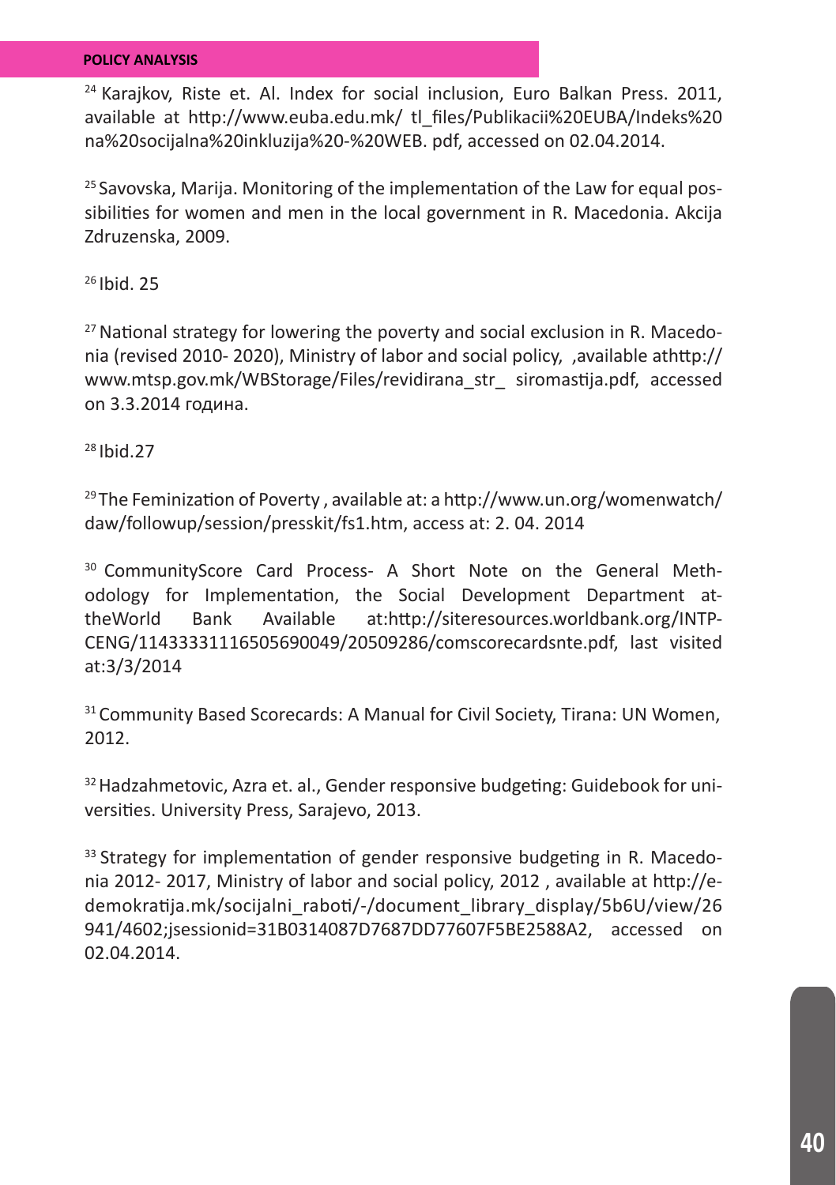[24] Karajkov, Riste et. Al. Index for social inclusion, Euro Balkan Press. 2011, available at http://www.euba.edu.mk/ tl_files/Publikacii%20EUBA/Indeks%20 na%20socijalna%20inkluzija%20-%20WEB. pdf, accessed on 02.04.2014.

[25] Savovska, Marija. Monitoring of the implementation of the Law for equal possibilities for women and men in the local government in R. Macedonia. Akcija Zdruzenska, 2009.

[26] Ibid. 25

[27] National strategy for lowering the poverty and social exclusion in R. Macedonia (revised 2010- 2020), Ministry of labor and social policy, ,available athttp:// www.mtsp.gov.mk/WBStorage/Files/revidirana_str_ siromastija.pdf, accessed on 3.3.2014 година.

[28] Ibid.27

[29] The Feminization of Poverty , available at: a http://www.un.org/womenwatch/ daw/followup/session/presskit/fs1.htm, access at: 2. 04. 2014

[30] CommunityScore Card Process- A Short Note on the General Methodology for Implementation, the Social Development Department attheWorld Bank Available at:http://siteresources.worldbank.org/INTPCENG/1143333111650569004​9/20509286/comscorecardsnte.pdf, last visited at:3/3/2014

[31] Community Based Scorecards: A Manual for Civil Society, Tirana: UN Women, 2012.

[32] Hadzahmetovic, Azra et. al., Gender responsive budgeting: Guidebook for universities. University Press, Sarajevo, 2013.

[33] Strategy for implementation of gender responsive budgeting in R. Macedonia 2012- 2017, Ministry of labor and social policy, 2012 , available at http://e-demokratija.mk/socijalni_raboti/-/document_library_display/5b6U/view/26 941/4602;jsessionid=31B0314087D7687DD77607F5BE2588A2, accessed on 02.04.2014.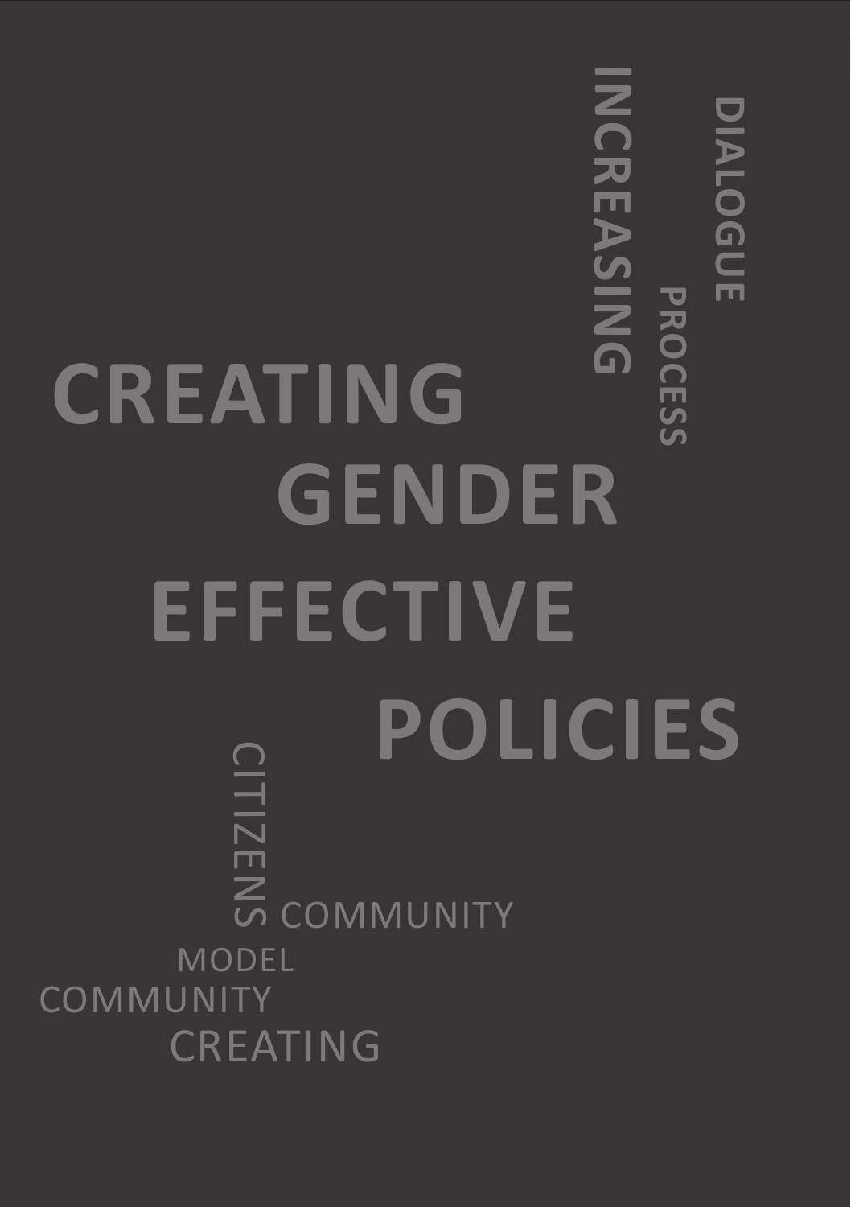INCREASING

DIALOGUE

PROCESS

CREATING

GENDER

EFFECTIVE

POLICIES

CITIZENS

COMMUNITY

MODEL

COMMUNITY

CREATING